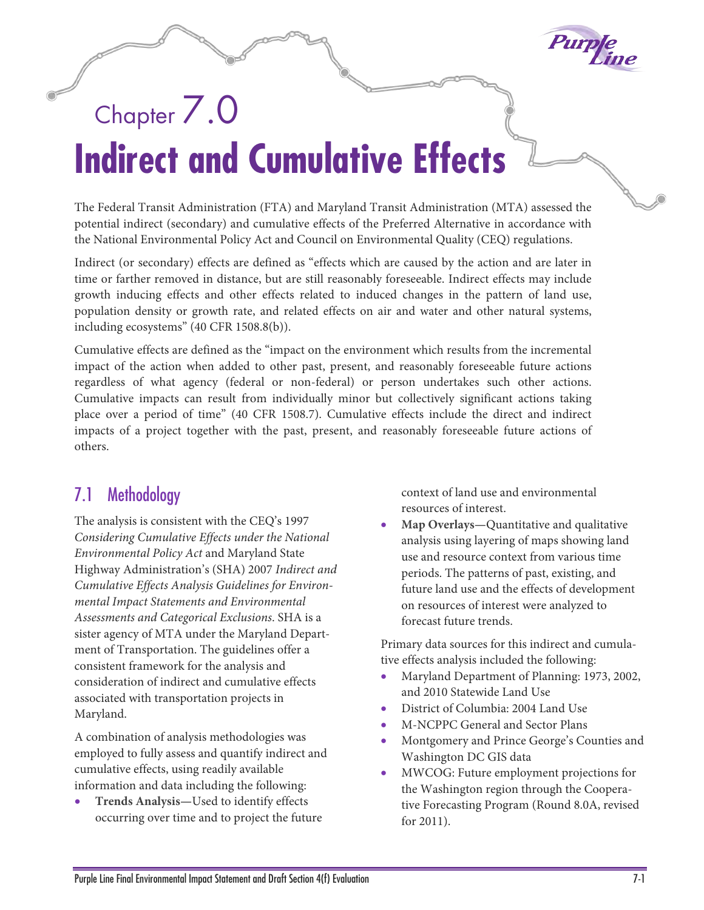# Chapter 7.0 Indirect and Cumulative Effects

The Federal Transit Administration (FTA) and Maryland Transit Administration (MTA) assessed the potential indirect (secondary) and cumulative effects of the Preferred Alternative in accordance with the National Environmental Policy Act and Council on Environmental Quality (CEQ) regulations.

Indirect (or secondary) effects are defined as "effects which are caused by the action and are later in time or farther removed in distance, but are still reasonably foreseeable. Indirect effects may include growth inducing effects and other effects related to induced changes in the pattern of land use, population density or growth rate, and related effects on air and water and other natural systems, including ecosystems" (40 CFR 1508.8(b)).

Cumulative effects are defined as the "impact on the environment which results from the incremental impact of the action when added to other past, present, and reasonably foreseeable future actions regardless of what agency (federal or non-federal) or person undertakes such other actions. Cumulative impacts can result from individually minor but collectively significant actions taking place over a period of time" (40 CFR 1508.7). Cumulative effects include the direct and indirect impacts of a project together with the past, present, and reasonably foreseeable future actions of others.

## 7.1 Methodology

The analysis is consistent with the CEQ's 1997 *Considering Cumulative Effects under the National Environmental Policy Act* and Maryland State Highway Administration's (SHA) 2007 *Indirect and Cumulative Effects Analysis Guidelines for Environmental Impact Statements and Environmental Assessments and Categorical Exclusions*. SHA is a sister agency of MTA under the Maryland Department of Transportation. The guidelines offer a consistent framework for the analysis and consideration of indirect and cumulative effects associated with transportation projects in Maryland.

A combination of analysis methodologies was employed to fully assess and quantify indirect and cumulative effects, using readily available information and data including the following:

- **Trends Analysis**—Used to identify effects occurring over time and to project the future context of land use and environmental resources of interest.
- **Map Overlays**—Quantitative and qualitative analysis using layering of maps showing land use and resource context from various time periods. The patterns of past, existing, and future land use and the effects of development on resources of interest were analyzed to forecast future trends.

Primary data sources for this indirect and cumulative effects analysis included the following:

- Maryland Department of Planning: 1973, 2002, and 2010 Statewide Land Use
- District of Columbia: 2004 Land Use
- M-NCPPC General and Sector Plans
- Montgomery and Prince George's Counties and Washington DC GIS data
- MWCOG: Future employment projections for the Washington region through the Cooperative Forecasting Program (Round 8.0A, revised for 2011).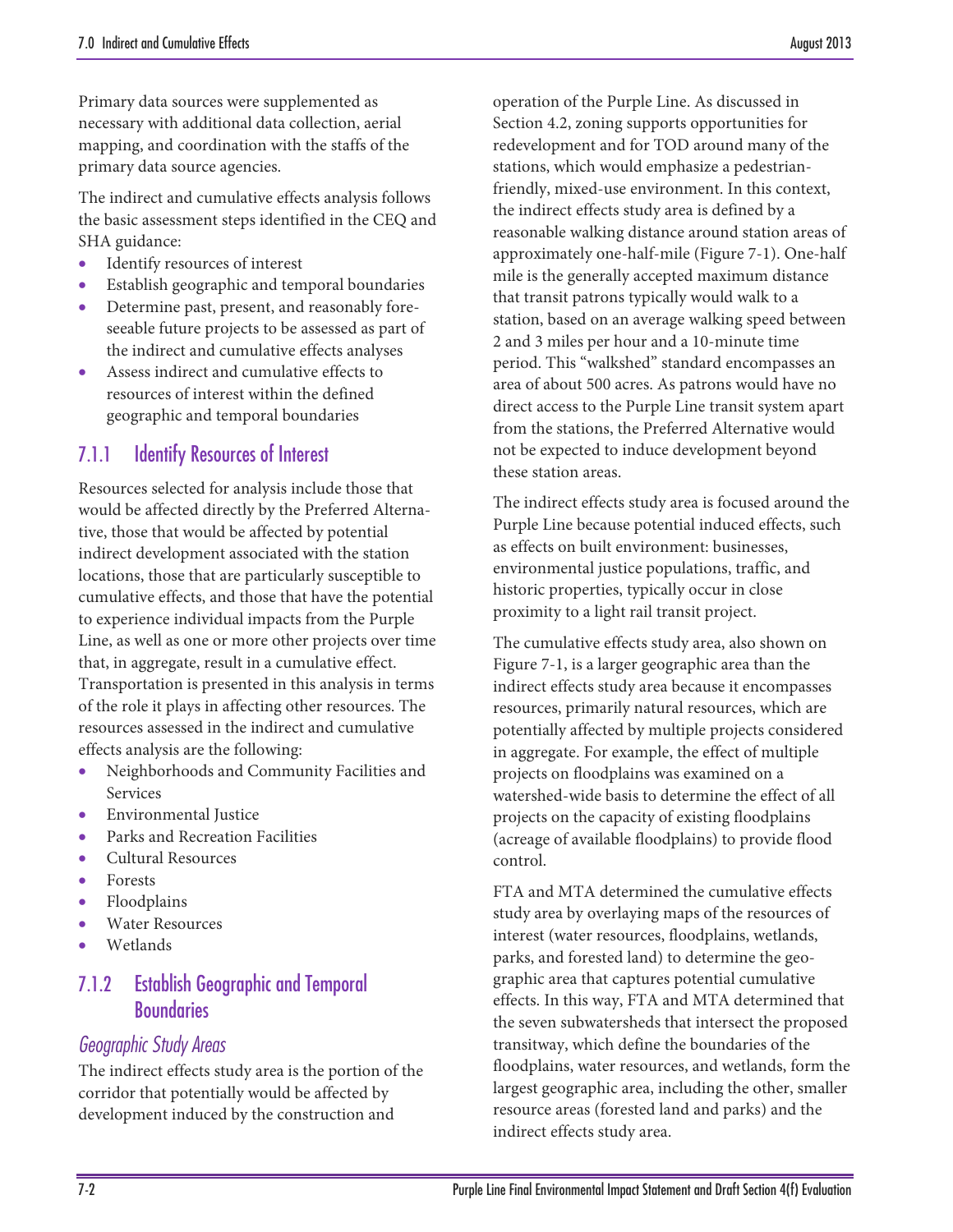Primary data sources were supplemented as necessary with additional data collection, aerial mapping, and coordination with the staffs of the primary data source agencies.

The indirect and cumulative effects analysis follows the basic assessment steps identified in the CEQ and SHA guidance:

- Identify resources of interest
- Establish geographic and temporal boundaries
- Determine past, present, and reasonably foreseeable future projects to be assessed as part of the indirect and cumulative effects analyses
- Assess indirect and cumulative effects to resources of interest within the defined geographic and temporal boundaries

## 7.1.1 Identify Resources of Interest

Resources selected for analysis include those that would be affected directly by the Preferred Alternative, those that would be affected by potential indirect development associated with the station locations, those that are particularly susceptible to cumulative effects, and those that have the potential to experience individual impacts from the Purple Line, as well as one or more other projects over time that, in aggregate, result in a cumulative effect. Transportation is presented in this analysis in terms of the role it plays in affecting other resources. The resources assessed in the indirect and cumulative effects analysis are the following:

- Neighborhoods and Community Facilities and Services
- Environmental Justice
- Parks and Recreation Facilities
- Cultural Resources
- Forests
- Floodplains
- Water Resources
- Wetlands

## 7.1.2 Establish Geographic and Temporal Boundaries

### *Geographic Study Areas*

The indirect effects study area is the portion of the corridor that potentially would be affected by development induced by the construction and operation of the Purple Line. As discussed in Section 4.2, zoning supports opportunities for redevelopment and for TOD around many of the stations, which would emphasize a pedestrian-friendly, mixed-use environment. In this context, the indirect effects study area is defined by a reasonable walking distance around station areas of approximately one-half-mile (Figure 7-1). One-half mile is the generally accepted maximum distance that transit patrons typically would walk to a station, based on an average walking speed between 2 and 3 miles per hour and a 10-minute time period. This "walkshed" standard encompasses an area of about 500 acres. As patrons would have no direct access to the Purple Line transit system apart from the stations, the Preferred Alternative would not be expected to induce development beyond these station areas.

The indirect effects study area is focused around the Purple Line because potential induced effects, such as effects on built environment: businesses, environmental justice populations, traffic, and historic properties, typically occur in close proximity to a light rail transit project.

The cumulative effects study area, also shown on Figure 7-1, is a larger geographic area than the indirect effects study area because it encompasses resources, primarily natural resources, which are potentially affected by multiple projects considered in aggregate. For example, the effect of multiple projects on floodplains was examined on a watershed-wide basis to determine the effect of all projects on the capacity of existing floodplains (acreage of available floodplains) to provide flood control.

FTA and MTA determined the cumulative effects study area by overlaying maps of the resources of interest (water resources, floodplains, wetlands, parks, and forested land) to determine the geographic area that captures potential cumulative effects. In this way, FTA and MTA determined that the seven subwatersheds that intersect the proposed transitway, which define the boundaries of the floodplains, water resources, and wetlands, form the largest geographic area, including the other, smaller resource areas (forested land and parks) and the indirect effects study area.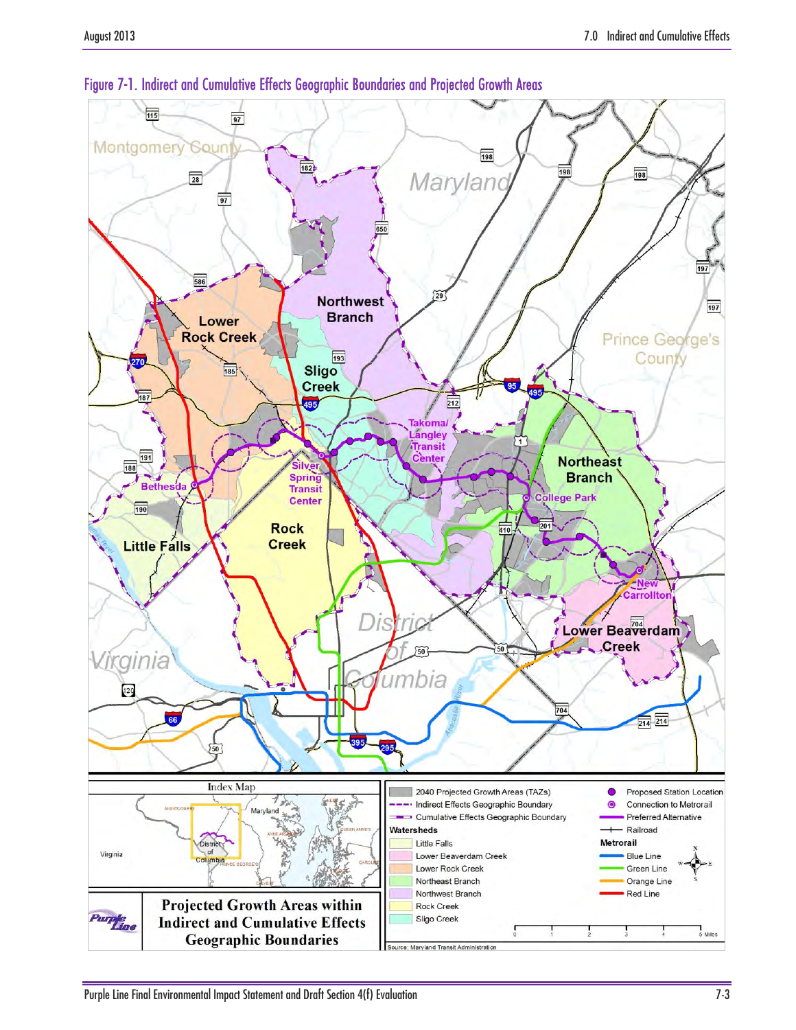Figure 7-1. Indirect and Cumulative Effects Geographic Boundaries and Projected Growth Areas

Montgomery County

Maryland

Prince George's County

Virginia

District of Columbia

Northwest Branch

Lower Rock Creek

Sligo Creek

Takoma/ Langley Transit Center

Northeast Branch

College Park

Silver Spring Transit Center

Bethesda

Rock Creek

Little Falls

New Carrollton

Lower Beaverdam Creek

Index Map

Projected Growth Areas within Indirect and Cumulative Effects Geographic Boundaries

2040 Projected Growth Areas (TAZs)

Indirect Effects Geographic Boundary

Cumulative Effects Geographic Boundary

Watersheds

Little Falls

Lower Beaverdam Creek

Lower Rock Creek

Northeast Branch

Northwest Branch

Rock Creek

Sligo Creek

Proposed Station Location

Connection to Metrorail

Preferred Alternative

Railroad

Metrorail

Blue Line

Green Line

Orange Line

Red Line

0 1 2 3 4 5 Miles

Source: Maryland Transit Administration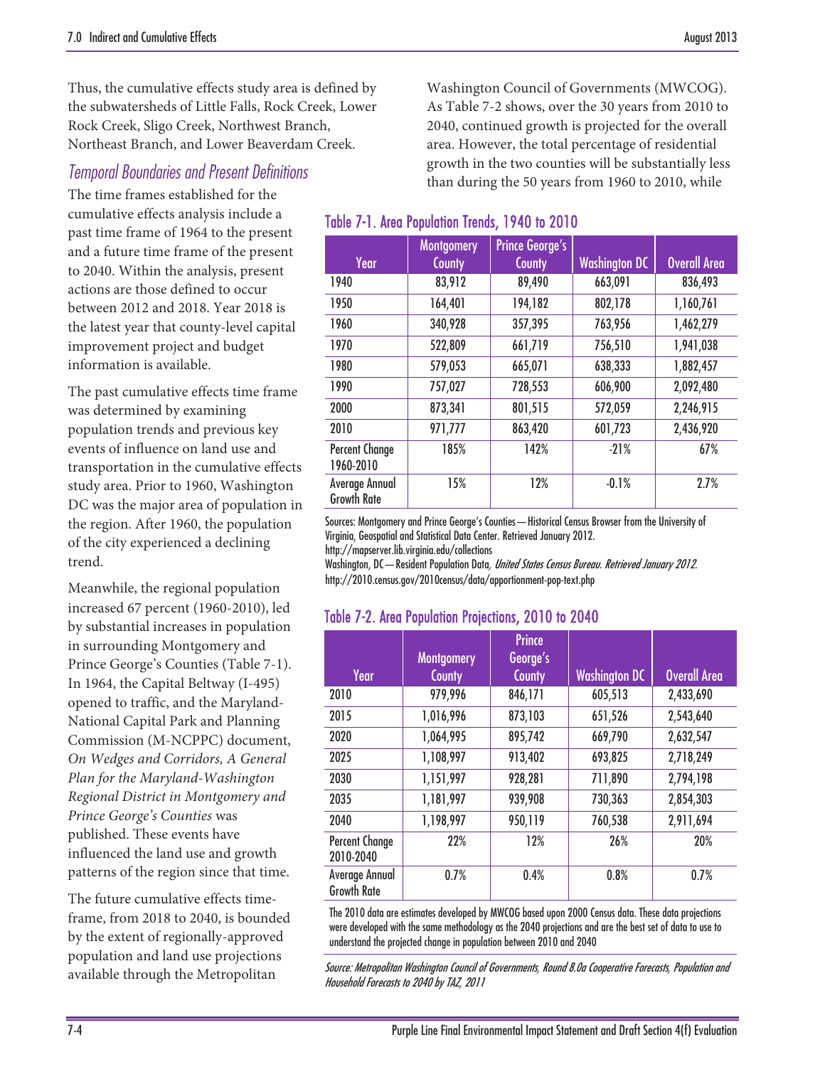Thus, the cumulative effects study area is defined by the subwatersheds of Little Falls, Rock Creek, Lower Rock Creek, Sligo Creek, Northwest Branch, Northeast Branch, and Lower Beaverdam Creek.

### *Temporal Boundaries and Present Definitions*

The time frames established for the cumulative effects analysis include a past time frame of 1964 to the present and a future time frame of the present to 2040. Within the analysis, present actions are those defined to occur between 2012 and 2018. Year 2018 is the latest year that county-level capital improvement project and budget information is available.

The past cumulative effects time frame was determined by examining population trends and previous key events of influence on land use and transportation in the cumulative effects study area. Prior to 1960, Washington DC was the major area of population in the region. After 1960, the population of the city experienced a declining trend.

Meanwhile, the regional population increased 67 percent (1960-2010), led by substantial increases in population in surrounding Montgomery and Prince George's Counties (Table 7-1). In 1964, the Capital Beltway (I-495) opened to traffic, and the Maryland-National Capital Park and Planning Commission (M-NCPPC) document, *On Wedges and Corridors, A General Plan for the Maryland-Washington Regional District in Montgomery and Prince George's Counties* was published. These events have influenced the land use and growth patterns of the region since that time.

The future cumulative effects time-frame, from 2018 to 2040, is bounded by the extent of regionally-approved population and land use projections available through the Metropolitan Washington Council of Governments (MWCOG). As Table 7-2 shows, over the 30 years from 2010 to 2040, continued growth is projected for the overall area. However, the total percentage of residential growth in the two counties will be substantially less than during the 50 years from 1960 to 2010, while

**Table 7-1. Area Population Trends, 1940 to 2010**

| Year | Montgomery County | Prince George's County | Washington DC | Overall Area |
|---|---|---|---|---|
| 1940 | 83,912 | 89,490 | 663,091 | 836,493 |
| 1950 | 164,401 | 194,182 | 802,178 | 1,160,761 |
| 1960 | 340,928 | 357,395 | 763,956 | 1,462,279 |
| 1970 | 522,809 | 661,719 | 756,510 | 1,941,038 |
| 1980 | 579,053 | 665,071 | 638,333 | 1,882,457 |
| 1990 | 757,027 | 728,553 | 606,900 | 2,092,480 |
| 2000 | 873,341 | 801,515 | 572,059 | 2,246,915 |
| 2010 | 971,777 | 863,420 | 601,723 | 2,436,920 |
| Percent Change 1960-2010 | 185% | 142% | -21% | 67% |
| Average Annual Growth Rate | 15% | 12% | -0.1% | 2.7% |

Sources: Montgomery and Prince George's Counties—Historical Census Browser from the University of Virginia, Geospatial and Statistical Data Center. Retrieved January 2012. http://mapserver.lib.virginia.edu/collections
Washington, DC—Resident Population Data, *United States Census Bureau. Retrieved January 2012.* http://2010.census.gov/2010census/data/apportionment-pop-text.php

**Table 7-2. Area Population Projections, 2010 to 2040**

| Year | Montgomery County | Prince George's County | Washington DC | Overall Area |
|---|---|---|---|---|
| 2010 | 979,996 | 846,171 | 605,513 | 2,433,690 |
| 2015 | 1,016,996 | 873,103 | 651,526 | 2,543,640 |
| 2020 | 1,064,995 | 895,742 | 669,790 | 2,632,547 |
| 2025 | 1,108,997 | 913,402 | 693,825 | 2,718,249 |
| 2030 | 1,151,997 | 928,281 | 711,890 | 2,794,198 |
| 2035 | 1,181,997 | 939,908 | 730,363 | 2,854,303 |
| 2040 | 1,198,997 | 950,119 | 760,538 | 2,911,694 |
| Percent Change 2010-2040 | 22% | 12% | 26% | 20% |
| Average Annual Growth Rate | 0.7% | 0.4% | 0.8% | 0.7% |

The 2010 data are estimates developed by MWCOG based upon 2000 Census data. These data projections were developed with the same methodology as the 2040 projections and are the best set of data to use to understand the projected change in population between 2010 and 2040

*Source: Metropolitan Washington Council of Governments, Round 8.0a Cooperative Forecasts, Population and Household Forecasts to 2040 by TAZ, 2011*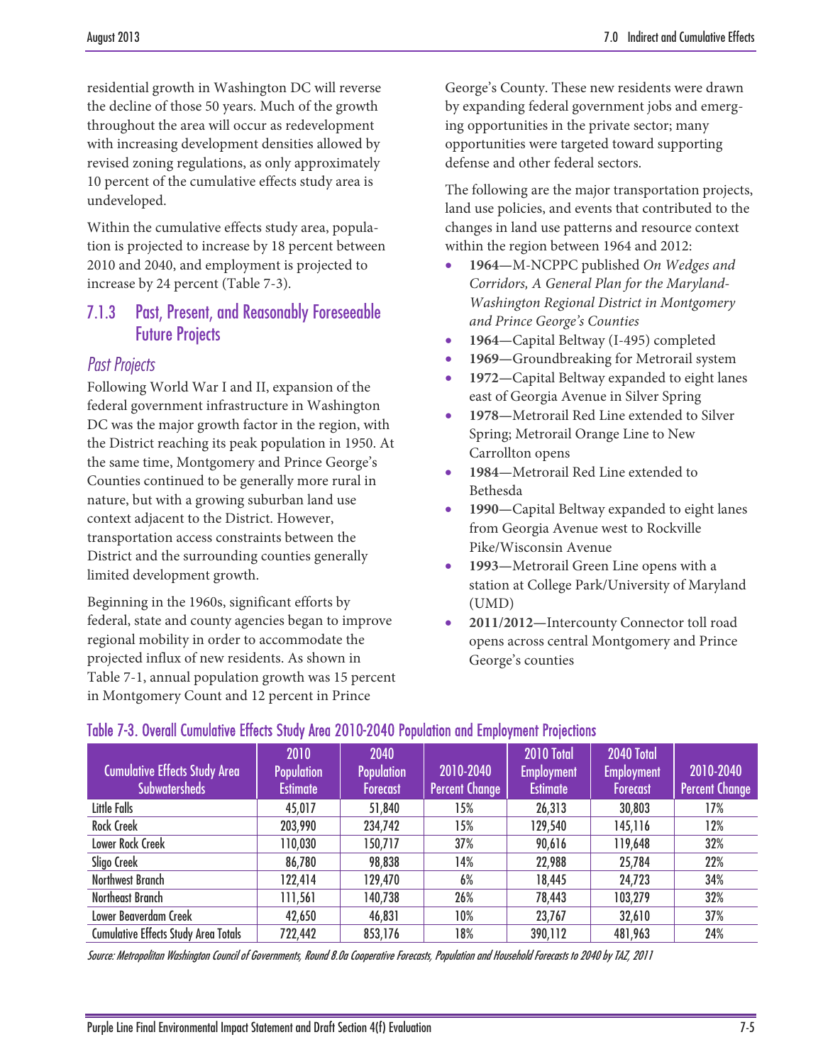residential growth in Washington DC will reverse the decline of those 50 years. Much of the growth throughout the area will occur as redevelopment with increasing development densities allowed by revised zoning regulations, as only approximately 10 percent of the cumulative effects study area is undeveloped.

Within the cumulative effects study area, population is projected to increase by 18 percent between 2010 and 2040, and employment is projected to increase by 24 percent (Table 7-3).

## 7.1.3 Past, Present, and Reasonably Foreseeable Future Projects

### *Past Projects*

Following World War I and II, expansion of the federal government infrastructure in Washington DC was the major growth factor in the region, with the District reaching its peak population in 1950. At the same time, Montgomery and Prince George's Counties continued to be generally more rural in nature, but with a growing suburban land use context adjacent to the District. However, transportation access constraints between the District and the surrounding counties generally limited development growth.

Beginning in the 1960s, significant efforts by federal, state and county agencies began to improve regional mobility in order to accommodate the projected influx of new residents. As shown in Table 7-1, annual population growth was 15 percent in Montgomery Count and 12 percent in Prince George's County. These new residents were drawn by expanding federal government jobs and emerging opportunities in the private sector; many opportunities were targeted toward supporting defense and other federal sectors.

The following are the major transportation projects, land use policies, and events that contributed to the changes in land use patterns and resource context within the region between 1964 and 2012:

- **1964**—M-NCPPC published *On Wedges and Corridors, A General Plan for the Maryland-Washington Regional District in Montgomery and Prince George's Counties*
- **1964**—Capital Beltway (I-495) completed
- **1969**—Groundbreaking for Metrorail system
- **1972**—Capital Beltway expanded to eight lanes east of Georgia Avenue in Silver Spring
- **1978**—Metrorail Red Line extended to Silver Spring; Metrorail Orange Line to New Carrollton opens
- **1984**—Metrorail Red Line extended to Bethesda
- **1990**—Capital Beltway expanded to eight lanes from Georgia Avenue west to Rockville Pike/Wisconsin Avenue
- **1993**—Metrorail Green Line opens with a station at College Park/University of Maryland (UMD)
- **2011/2012**—Intercounty Connector toll road opens across central Montgomery and Prince George's counties

**Table 7-3. Overall Cumulative Effects Study Area 2010-2040 Population and Employment Projections**

| Cumulative Effects Study Area Subwatersheds | 2010 Population Estimate | 2040 Population Forecast | 2010-2040 Percent Change | 2010 Total Employment Estimate | 2040 Total Employment Forecast | 2010-2040 Percent Change |
|---|---|---|---|---|---|---|
| Little Falls | 45,017 | 51,840 | 15% | 26,313 | 30,803 | 17% |
| Rock Creek | 203,990 | 234,742 | 15% | 129,540 | 145,116 | 12% |
| Lower Rock Creek | 110,030 | 150,717 | 37% | 90,616 | 119,648 | 32% |
| Sligo Creek | 86,780 | 98,838 | 14% | 22,988 | 25,784 | 22% |
| Northwest Branch | 122,414 | 129,470 | 6% | 18,445 | 24,723 | 34% |
| Northeast Branch | 111,561 | 140,738 | 26% | 78,443 | 103,279 | 32% |
| Lower Beaverdam Creek | 42,650 | 46,831 | 10% | 23,767 | 32,610 | 37% |
| Cumulative Effects Study Area Totals | 722,442 | 853,176 | 18% | 390,112 | 481,963 | 24% |

*Source: Metropolitan Washington Council of Governments, Round 8.0a Cooperative Forecasts, Population and Household Forecasts to 2040 by TAZ, 2011*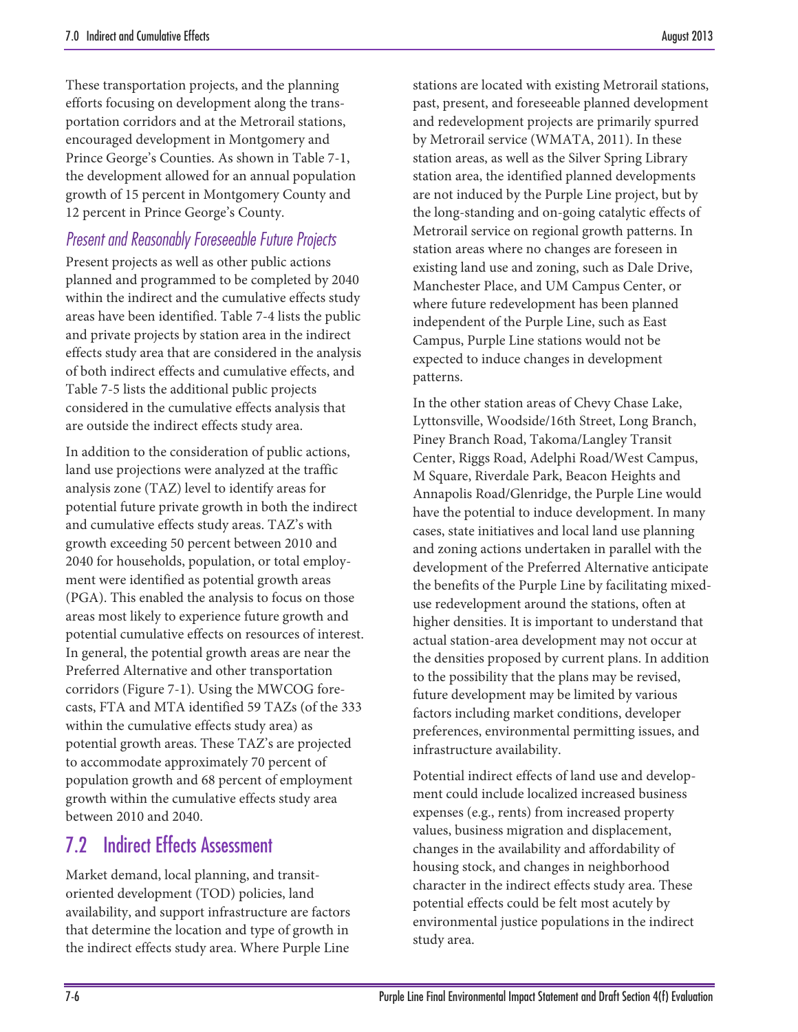These transportation projects, and the planning efforts focusing on development along the transportation corridors and at the Metrorail stations, encouraged development in Montgomery and Prince George's Counties. As shown in Table 7-1, the development allowed for an annual population growth of 15 percent in Montgomery County and 12 percent in Prince George's County.

### *Present and Reasonably Foreseeable Future Projects*

Present projects as well as other public actions planned and programmed to be completed by 2040 within the indirect and the cumulative effects study areas have been identified. Table 7-4 lists the public and private projects by station area in the indirect effects study area that are considered in the analysis of both indirect effects and cumulative effects, and Table 7-5 lists the additional public projects considered in the cumulative effects analysis that are outside the indirect effects study area.

In addition to the consideration of public actions, land use projections were analyzed at the traffic analysis zone (TAZ) level to identify areas for potential future private growth in both the indirect and cumulative effects study areas. TAZ's with growth exceeding 50 percent between 2010 and 2040 for households, population, or total employment were identified as potential growth areas (PGA). This enabled the analysis to focus on those areas most likely to experience future growth and potential cumulative effects on resources of interest. In general, the potential growth areas are near the Preferred Alternative and other transportation corridors (Figure 7-1). Using the MWCOG forecasts, FTA and MTA identified 59 TAZs (of the 333 within the cumulative effects study area) as potential growth areas. These TAZ's are projected to accommodate approximately 70 percent of population growth and 68 percent of employment growth within the cumulative effects study area between 2010 and 2040.

## 7.2 Indirect Effects Assessment

Market demand, local planning, and transit-oriented development (TOD) policies, land availability, and support infrastructure are factors that determine the location and type of growth in the indirect effects study area. Where Purple Line stations are located with existing Metrorail stations, past, present, and foreseeable planned development and redevelopment projects are primarily spurred by Metrorail service (WMATA, 2011). In these station areas, as well as the Silver Spring Library station area, the identified planned developments are not induced by the Purple Line project, but by the long-standing and on-going catalytic effects of Metrorail service on regional growth patterns. In station areas where no changes are foreseen in existing land use and zoning, such as Dale Drive, Manchester Place, and UM Campus Center, or where future redevelopment has been planned independent of the Purple Line, such as East Campus, Purple Line stations would not be expected to induce changes in development patterns.

In the other station areas of Chevy Chase Lake, Lyttonsville, Woodside/16th Street, Long Branch, Piney Branch Road, Takoma/Langley Transit Center, Riggs Road, Adelphi Road/West Campus, M Square, Riverdale Park, Beacon Heights and Annapolis Road/Glenridge, the Purple Line would have the potential to induce development. In many cases, state initiatives and local land use planning and zoning actions undertaken in parallel with the development of the Preferred Alternative anticipate the benefits of the Purple Line by facilitating mixed-use redevelopment around the stations, often at higher densities. It is important to understand that actual station-area development may not occur at the densities proposed by current plans. In addition to the possibility that the plans may be revised, future development may be limited by various factors including market conditions, developer preferences, environmental permitting issues, and infrastructure availability.

Potential indirect effects of land use and development could include localized increased business expenses (e.g., rents) from increased property values, business migration and displacement, changes in the availability and affordability of housing stock, and changes in neighborhood character in the indirect effects study area. These potential effects could be felt most acutely by environmental justice populations in the indirect study area.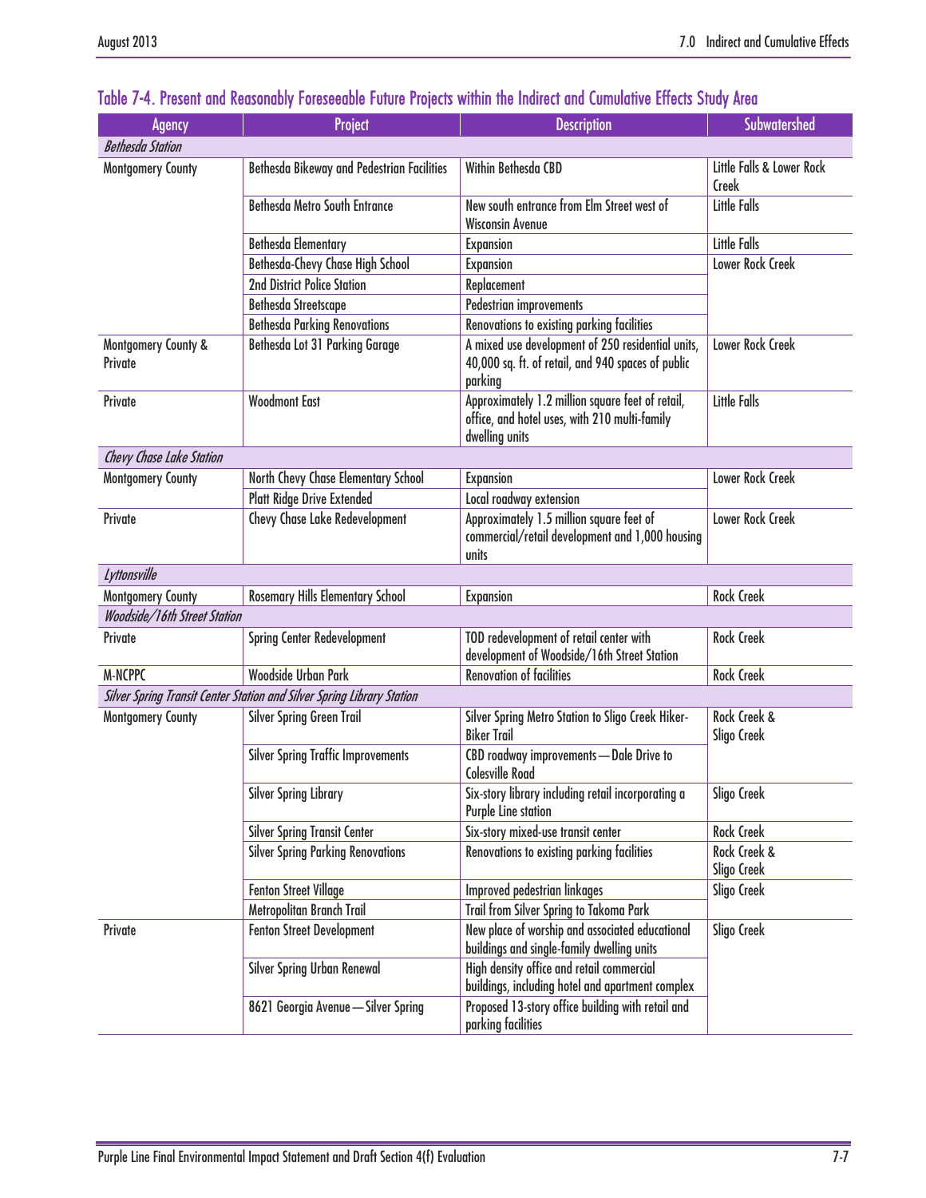## Table 7-4. Present and Reasonably Foreseeable Future Projects within the Indirect and Cumulative Effects Study Area

| Agency | Project | Description | Subwatershed |
|---|---|---|---|
| *Bethesda Station* | | | |
| Montgomery County | Bethesda Bikeway and Pedestrian Facilities | Within Bethesda CBD | Little Falls & Lower Rock Creek |
| | Bethesda Metro South Entrance | New south entrance from Elm Street west of Wisconsin Avenue | Little Falls |
| | Bethesda Elementary | Expansion | Little Falls |
| | Bethesda-Chevy Chase High School | Expansion | Lower Rock Creek |
| | 2nd District Police Station | Replacement | |
| | Bethesda Streetscape | Pedestrian improvements | |
| | Bethesda Parking Renovations | Renovations to existing parking facilities | |
| Montgomery County & Private | Bethesda Lot 31 Parking Garage | A mixed use development of 250 residential units, 40,000 sq. ft. of retail, and 940 spaces of public parking | Lower Rock Creek |
| Private | Woodmont East | Approximately 1.2 million square feet of retail, office, and hotel uses, with 210 multi-family dwelling units | Little Falls |
| *Chevy Chase Lake Station* | | | |
| Montgomery County | North Chevy Chase Elementary School | Expansion | Lower Rock Creek |
| | Platt Ridge Drive Extended | Local roadway extension | |
| Private | Chevy Chase Lake Redevelopment | Approximately 1.5 million square feet of commercial/retail development and 1,000 housing units | Lower Rock Creek |
| *Lyttonsville* | | | |
| Montgomery County | Rosemary Hills Elementary School | Expansion | Rock Creek |
| *Woodside/16th Street Station* | | | |
| Private | Spring Center Redevelopment | TOD redevelopment of retail center with development of Woodside/16th Street Station | Rock Creek |
| M-NCPPC | Woodside Urban Park | Renovation of facilities | Rock Creek |
| *Silver Spring Transit Center Station and Silver Spring Library Station* | | | |
| Montgomery County | Silver Spring Green Trail | Silver Spring Metro Station to Sligo Creek Hiker-Biker Trail | Rock Creek & Sligo Creek |
| | Silver Spring Traffic Improvements | CBD roadway improvements — Dale Drive to Colesville Road | |
| | Silver Spring Library | Six-story library including retail incorporating a Purple Line station | Sligo Creek |
| | Silver Spring Transit Center | Six-story mixed-use transit center | Rock Creek |
| | Silver Spring Parking Renovations | Renovations to existing parking facilities | Rock Creek & Sligo Creek |
| | Fenton Street Village | Improved pedestrian linkages | Sligo Creek |
| | Metropolitan Branch Trail | Trail from Silver Spring to Takoma Park | |
| Private | Fenton Street Development | New place of worship and associated educational buildings and single-family dwelling units | Sligo Creek |
| | Silver Spring Urban Renewal | High density office and retail commercial buildings, including hotel and apartment complex | |
| | 8621 Georgia Avenue — Silver Spring | Proposed 13-story office building with retail and parking facilities | |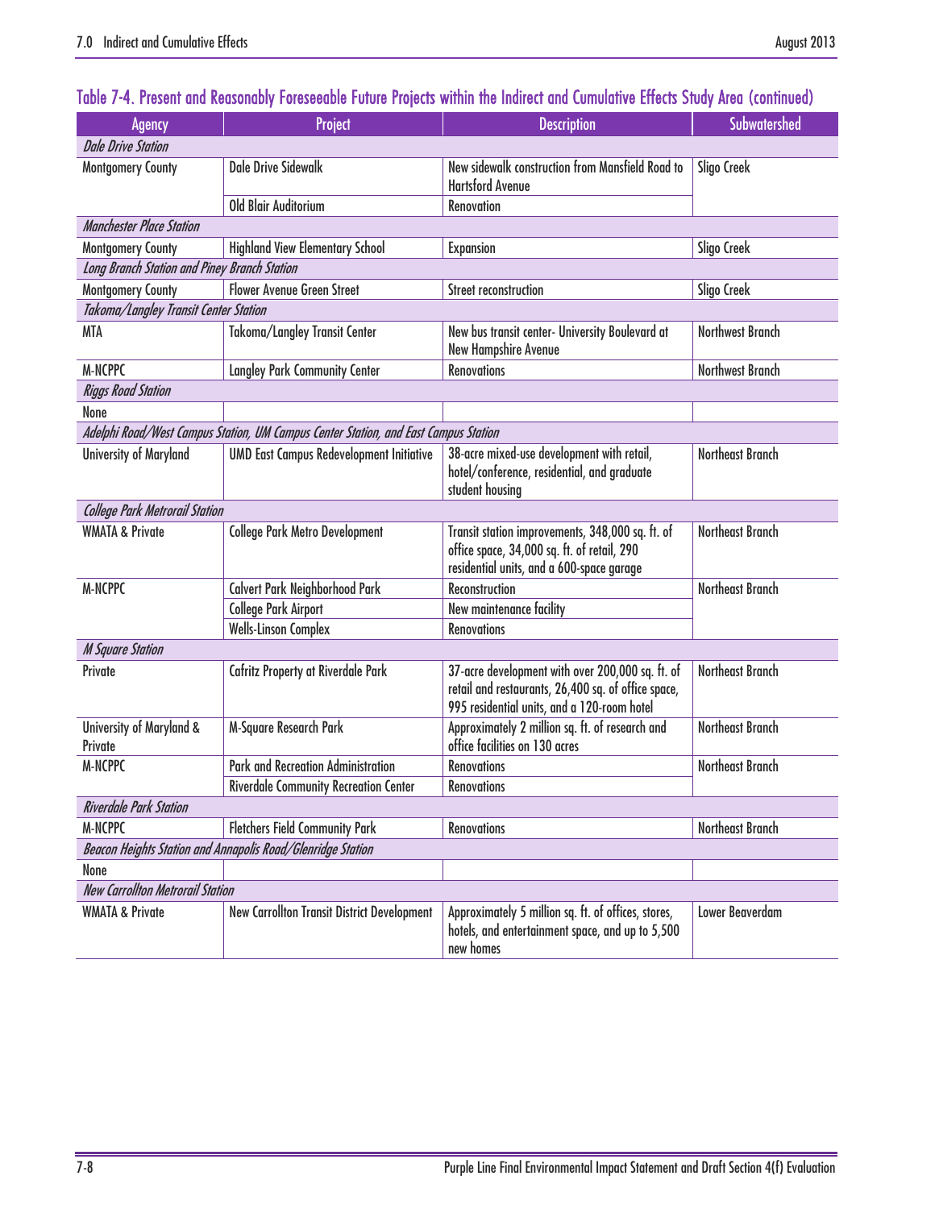## Table 7-4. Present and Reasonably Foreseeable Future Projects within the Indirect and Cumulative Effects Study Area (continued)

| Agency | Project | Description | Subwatershed |
|---|---|---|---|
| *Dale Drive Station* | | | |
| Montgomery County | Dale Drive Sidewalk | New sidewalk construction from Mansfield Road to Hartsford Avenue | Sligo Creek |
| | Old Blair Auditorium | Renovation | |
| *Manchester Place Station* | | | |
| Montgomery County | Highland View Elementary School | Expansion | Sligo Creek |
| *Long Branch Station and Piney Branch Station* | | | |
| Montgomery County | Flower Avenue Green Street | Street reconstruction | Sligo Creek |
| *Takoma/Langley Transit Center Station* | | | |
| MTA | Takoma/Langley Transit Center | New bus transit center- University Boulevard at New Hampshire Avenue | Northwest Branch |
| M-NCPPC | Langley Park Community Center | Renovations | Northwest Branch |
| *Riggs Road Station* | | | |
| None | | | |
| *Adelphi Road/West Campus Station, UM Campus Center Station, and East Campus Station* | | | |
| University of Maryland | UMD East Campus Redevelopment Initiative | 38-acre mixed-use development with retail, hotel/conference, residential, and graduate student housing | Northeast Branch |
| *College Park Metrorail Station* | | | |
| WMATA & Private | College Park Metro Development | Transit station improvements, 348,000 sq. ft. of office space, 34,000 sq. ft. of retail, 290 residential units, and a 600-space garage | Northeast Branch |
| M-NCPPC | Calvert Park Neighborhood Park | Reconstruction | Northeast Branch |
| | College Park Airport | New maintenance facility | |
| | Wells-Linson Complex | Renovations | |
| *M Square Station* | | | |
| Private | Cafritz Property at Riverdale Park | 37-acre development with over 200,000 sq. ft. of retail and restaurants, 26,400 sq. of office space, 995 residential units, and a 120-room hotel | Northeast Branch |
| University of Maryland & Private | M-Square Research Park | Approximately 2 million sq. ft. of research and office facilities on 130 acres | Northeast Branch |
| M-NCPPC | Park and Recreation Administration | Renovations | Northeast Branch |
| | Riverdale Community Recreation Center | Renovations | |
| *Riverdale Park Station* | | | |
| M-NCPPC | Fletchers Field Community Park | Renovations | Northeast Branch |
| *Beacon Heights Station and Annapolis Road/Glenridge Station* | | | |
| None | | | |
| *New Carrollton Metrorail Station* | | | |
| WMATA & Private | New Carrollton Transit District Development | Approximately 5 million sq. ft. of offices, stores, hotels, and entertainment space, and up to 5,500 new homes | Lower Beaverdam |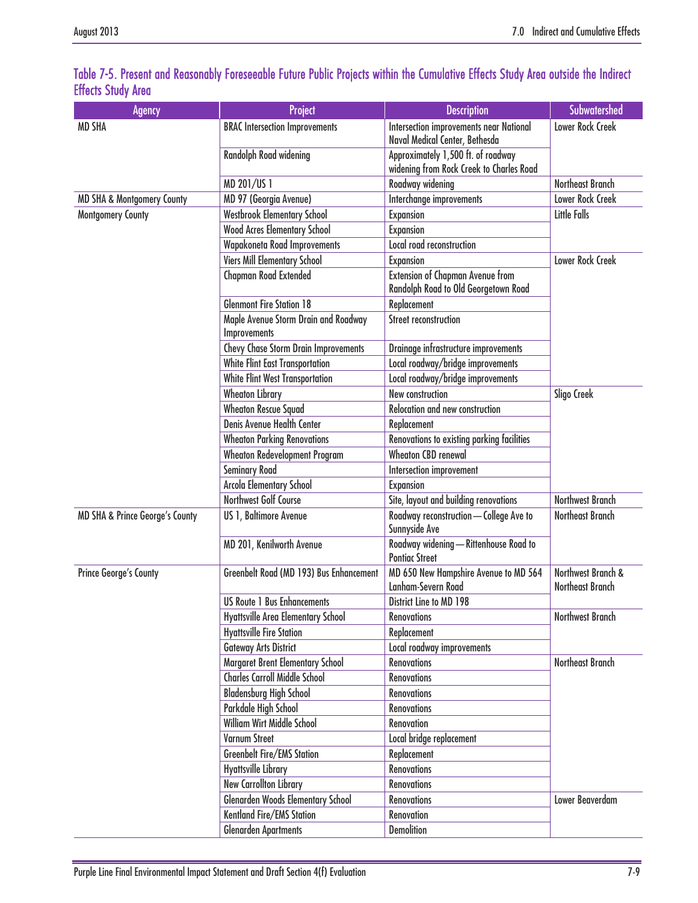## Table 7-5. Present and Reasonably Foreseeable Future Public Projects within the Cumulative Effects Study Area outside the Indirect Effects Study Area

| Agency | Project | Description | Subwatershed |
|---|---|---|---|
| MD SHA | BRAC Intersection Improvements | Intersection improvements near National Naval Medical Center, Bethesda | Lower Rock Creek |
| | Randolph Road widening | Approximately 1,500 ft. of roadway widening from Rock Creek to Charles Road | |
| | MD 201/US 1 | Roadway widening | Northeast Branch |
| MD SHA & Montgomery County | MD 97 (Georgia Avenue) | Interchange improvements | Lower Rock Creek |
| Montgomery County | Westbrook Elementary School | Expansion | Little Falls |
| | Wood Acres Elementary School | Expansion | |
| | Wapakoneta Road Improvements | Local road reconstruction | |
| | Viers Mill Elementary School | Expansion | Lower Rock Creek |
| | Chapman Road Extended | Extension of Chapman Avenue from Randolph Road to Old Georgetown Road | |
| | Glenmont Fire Station 18 | Replacement | |
| | Maple Avenue Storm Drain and Roadway Improvements | Street reconstruction | |
| | Chevy Chase Storm Drain Improvements | Drainage infrastructure improvements | |
| | White Flint East Transportation | Local roadway/bridge improvements | |
| | White Flint West Transportation | Local roadway/bridge improvements | |
| | Wheaton Library | New construction | Sligo Creek |
| | Wheaton Rescue Squad | Relocation and new construction | |
| | Denis Avenue Health Center | Replacement | |
| | Wheaton Parking Renovations | Renovations to existing parking facilities | |
| | Wheaton Redevelopment Program | Wheaton CBD renewal | |
| | Seminary Road | Intersection improvement | |
| | Arcola Elementary School | Expansion | |
| | Northwest Golf Course | Site, layout and building renovations | Northwest Branch |
| MD SHA & Prince George's County | US 1, Baltimore Avenue | Roadway reconstruction—College Ave to Sunnyside Ave | Northeast Branch |
| | MD 201, Kenilworth Avenue | Roadway widening—Rittenhouse Road to Pontiac Street | |
| Prince George's County | Greenbelt Road (MD 193) Bus Enhancement | MD 650 New Hampshire Avenue to MD 564 Lanham-Severn Road | Northwest Branch & Northeast Branch |
| | US Route 1 Bus Enhancements | District Line to MD 198 | |
| | Hyattsville Area Elementary School | Renovations | Northwest Branch |
| | Hyattsville Fire Station | Replacement | |
| | Gateway Arts District | Local roadway improvements | |
| | Margaret Brent Elementary School | Renovations | Northeast Branch |
| | Charles Carroll Middle School | Renovations | |
| | Bladensburg High School | Renovations | |
| | Parkdale High School | Renovations | |
| | William Wirt Middle School | Renovation | |
| | Varnum Street | Local bridge replacement | |
| | Greenbelt Fire/EMS Station | Replacement | |
| | Hyattsville Library | Renovations | |
| | New Carrollton Library | Renovations | |
| | Glenarden Woods Elementary School | Renovations | Lower Beaverdam |
| | Kentland Fire/EMS Station | Renovation | |
| | Glenarden Apartments | Demolition | |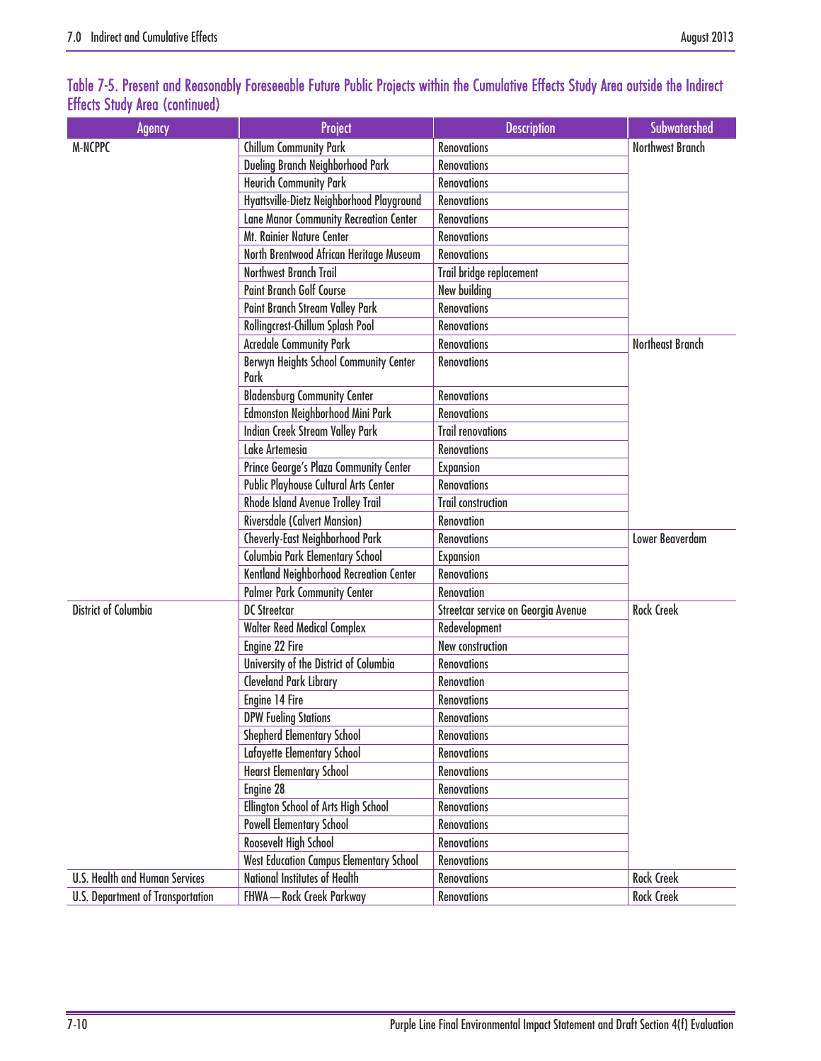Table 7-5. Present and Reasonably Foreseeable Future Public Projects within the Cumulative Effects Study Area outside the Indirect Effects Study Area (continued)

| Agency | Project | Description | Subwatershed |
|---|---|---|---|
| M-NCPPC | Chillum Community Park | Renovations | Northwest Branch |
| | Dueling Branch Neighborhood Park | Renovations | |
| | Heurich Community Park | Renovations | |
| | Hyattsville-Dietz Neighborhood Playground | Renovations | |
| | Lane Manor Community Recreation Center | Renovations | |
| | Mt. Rainier Nature Center | Renovations | |
| | North Brentwood African Heritage Museum | Renovations | |
| | Northwest Branch Trail | Trail bridge replacement | |
| | Paint Branch Golf Course | New building | |
| | Paint Branch Stream Valley Park | Renovations | |
| | Rollingcrest-Chillum Splash Pool | Renovations | |
| | Acredale Community Park | Renovations | Northeast Branch |
| | Berwyn Heights School Community Center Park | Renovations | |
| | Bladensburg Community Center | Renovations | |
| | Edmonston Neighborhood Mini Park | Renovations | |
| | Indian Creek Stream Valley Park | Trail renovations | |
| | Lake Artemesia | Renovations | |
| | Prince George's Plaza Community Center | Expansion | |
| | Public Playhouse Cultural Arts Center | Renovations | |
| | Rhode Island Avenue Trolley Trail | Trail construction | |
| | Riversdale (Calvert Mansion) | Renovation | |
| | Cheverly-East Neighborhood Park | Renovations | Lower Beaverdam |
| | Columbia Park Elementary School | Expansion | |
| | Kentland Neighborhood Recreation Center | Renovations | |
| | Palmer Park Community Center | Renovation | |
| District of Columbia | DC Streetcar | Streetcar service on Georgia Avenue | Rock Creek |
| | Walter Reed Medical Complex | Redevelopment | |
| | Engine 22 Fire | New construction | |
| | University of the District of Columbia | Renovations | |
| | Cleveland Park Library | Renovation | |
| | Engine 14 Fire | Renovations | |
| | DPW Fueling Stations | Renovations | |
| | Shepherd Elementary School | Renovations | |
| | Lafayette Elementary School | Renovations | |
| | Hearst Elementary School | Renovations | |
| | Engine 28 | Renovations | |
| | Ellington School of Arts High School | Renovations | |
| | Powell Elementary School | Renovations | |
| | Roosevelt High School | Renovations | |
| | West Education Campus Elementary School | Renovations | |
| U.S. Health and Human Services | National Institutes of Health | Renovations | Rock Creek |
| U.S. Department of Transportation | FHWA—Rock Creek Parkway | Renovations | Rock Creek |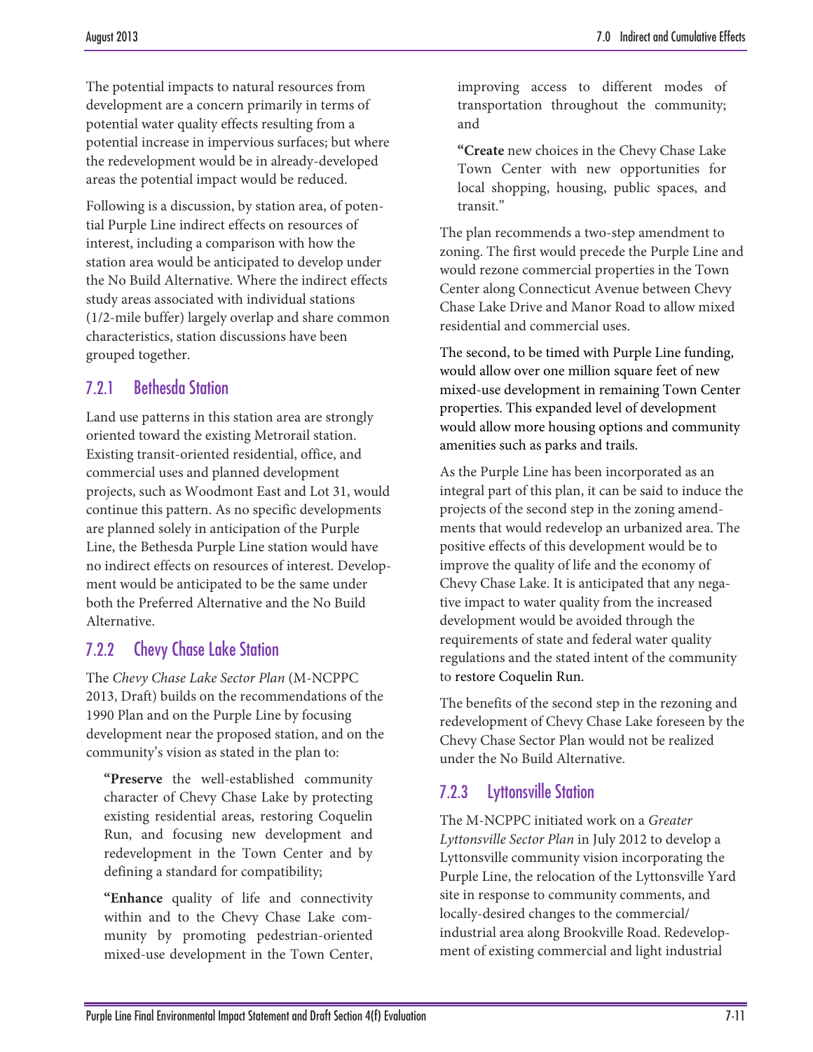The potential impacts to natural resources from development are a concern primarily in terms of potential water quality effects resulting from a potential increase in impervious surfaces; but where the redevelopment would be in already-developed areas the potential impact would be reduced.

Following is a discussion, by station area, of potential Purple Line indirect effects on resources of interest, including a comparison with how the station area would be anticipated to develop under the No Build Alternative. Where the indirect effects study areas associated with individual stations (1/2-mile buffer) largely overlap and share common characteristics, station discussions have been grouped together.

## 7.2.1 Bethesda Station

Land use patterns in this station area are strongly oriented toward the existing Metrorail station. Existing transit-oriented residential, office, and commercial uses and planned development projects, such as Woodmont East and Lot 31, would continue this pattern. As no specific developments are planned solely in anticipation of the Purple Line, the Bethesda Purple Line station would have no indirect effects on resources of interest. Development would be anticipated to be the same under both the Preferred Alternative and the No Build Alternative.

## 7.2.2 Chevy Chase Lake Station

The *Chevy Chase Lake Sector Plan* (M-NCPPC 2013, Draft) builds on the recommendations of the 1990 Plan and on the Purple Line by focusing development near the proposed station, and on the community's vision as stated in the plan to:

> "**Preserve** the well-established community character of Chevy Chase Lake by protecting existing residential areas, restoring Coquelin Run, and focusing new development and redevelopment in the Town Center and by defining a standard for compatibility;
>
> "**Enhance** quality of life and connectivity within and to the Chevy Chase Lake community by promoting pedestrian-oriented mixed-use development in the Town Center, improving access to different modes of transportation throughout the community; and
>
> "**Create** new choices in the Chevy Chase Lake Town Center with new opportunities for local shopping, housing, public spaces, and transit."

The plan recommends a two-step amendment to zoning. The first would precede the Purple Line and would rezone commercial properties in the Town Center along Connecticut Avenue between Chevy Chase Lake Drive and Manor Road to allow mixed residential and commercial uses.

The second, to be timed with Purple Line funding, would allow over one million square feet of new mixed-use development in remaining Town Center properties. This expanded level of development would allow more housing options and community amenities such as parks and trails.

As the Purple Line has been incorporated as an integral part of this plan, it can be said to induce the projects of the second step in the zoning amendments that would redevelop an urbanized area. The positive effects of this development would be to improve the quality of life and the economy of Chevy Chase Lake. It is anticipated that any negative impact to water quality from the increased development would be avoided through the requirements of state and federal water quality regulations and the stated intent of the community to restore Coquelin Run.

The benefits of the second step in the rezoning and redevelopment of Chevy Chase Lake foreseen by the Chevy Chase Sector Plan would not be realized under the No Build Alternative.

## 7.2.3 Lyttonsville Station

The M-NCPPC initiated work on a *Greater Lyttonsville Sector Plan* in July 2012 to develop a Lyttonsville community vision incorporating the Purple Line, the relocation of the Lyttonsville Yard site in response to community comments, and locally-desired changes to the commercial/ industrial area along Brookville Road. Redevelopment of existing commercial and light industrial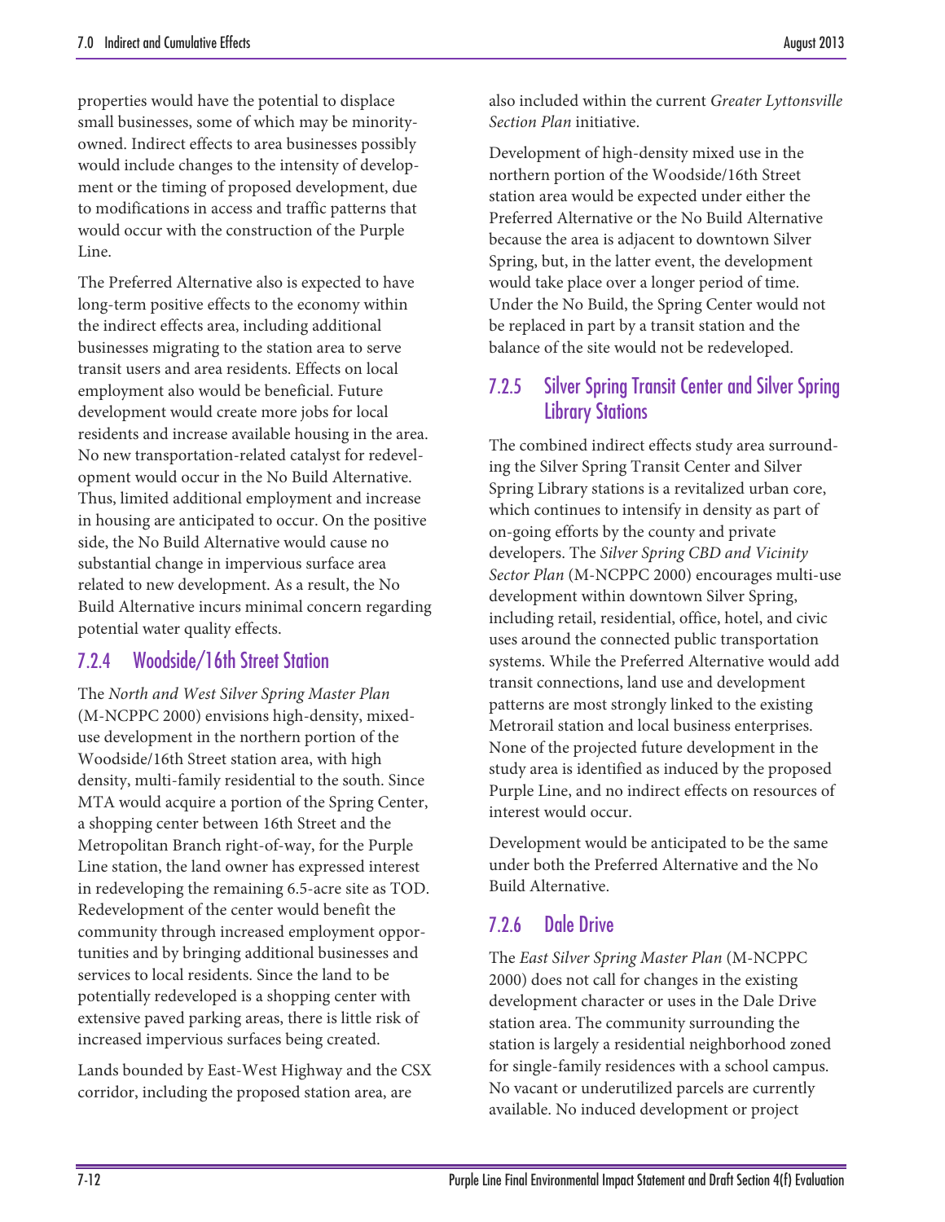properties would have the potential to displace small businesses, some of which may be minority-owned. Indirect effects to area businesses possibly would include changes to the intensity of development or the timing of proposed development, due to modifications in access and traffic patterns that would occur with the construction of the Purple Line.

The Preferred Alternative also is expected to have long-term positive effects to the economy within the indirect effects area, including additional businesses migrating to the station area to serve transit users and area residents. Effects on local employment also would be beneficial. Future development would create more jobs for local residents and increase available housing in the area. No new transportation-related catalyst for redevelopment would occur in the No Build Alternative. Thus, limited additional employment and increase in housing are anticipated to occur. On the positive side, the No Build Alternative would cause no substantial change in impervious surface area related to new development. As a result, the No Build Alternative incurs minimal concern regarding potential water quality effects.

### 7.2.4 Woodside/16th Street Station

The *North and West Silver Spring Master Plan* (M-NCPPC 2000) envisions high-density, mixed-use development in the northern portion of the Woodside/16th Street station area, with high density, multi-family residential to the south. Since MTA would acquire a portion of the Spring Center, a shopping center between 16th Street and the Metropolitan Branch right-of-way, for the Purple Line station, the land owner has expressed interest in redeveloping the remaining 6.5-acre site as TOD. Redevelopment of the center would benefit the community through increased employment opportunities and by bringing additional businesses and services to local residents. Since the land to be potentially redeveloped is a shopping center with extensive paved parking areas, there is little risk of increased impervious surfaces being created.

Lands bounded by East-West Highway and the CSX corridor, including the proposed station area, are also included within the current *Greater Lyttonsville Section Plan* initiative.

Development of high-density mixed use in the northern portion of the Woodside/16th Street station area would be expected under either the Preferred Alternative or the No Build Alternative because the area is adjacent to downtown Silver Spring, but, in the latter event, the development would take place over a longer period of time. Under the No Build, the Spring Center would not be replaced in part by a transit station and the balance of the site would not be redeveloped.

### 7.2.5 Silver Spring Transit Center and Silver Spring Library Stations

The combined indirect effects study area surrounding the Silver Spring Transit Center and Silver Spring Library stations is a revitalized urban core, which continues to intensify in density as part of on-going efforts by the county and private developers. The *Silver Spring CBD and Vicinity Sector Plan* (M-NCPPC 2000) encourages multi-use development within downtown Silver Spring, including retail, residential, office, hotel, and civic uses around the connected public transportation systems. While the Preferred Alternative would add transit connections, land use and development patterns are most strongly linked to the existing Metrorail station and local business enterprises. None of the projected future development in the study area is identified as induced by the proposed Purple Line, and no indirect effects on resources of interest would occur.

Development would be anticipated to be the same under both the Preferred Alternative and the No Build Alternative.

### 7.2.6 Dale Drive

The *East Silver Spring Master Plan* (M-NCPPC 2000) does not call for changes in the existing development character or uses in the Dale Drive station area. The community surrounding the station is largely a residential neighborhood zoned for single-family residences with a school campus. No vacant or underutilized parcels are currently available. No induced development or project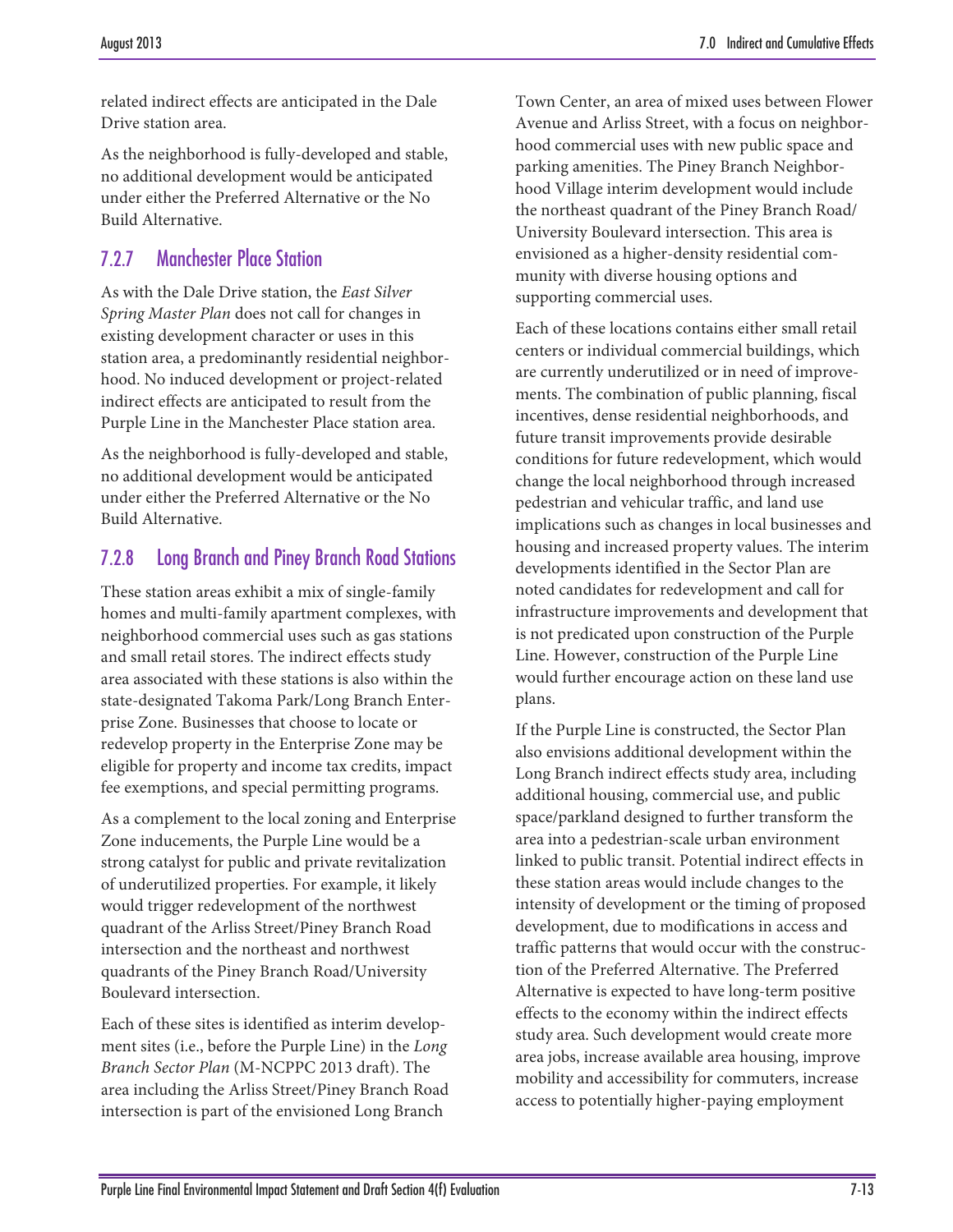related indirect effects are anticipated in the Dale Drive station area.

As the neighborhood is fully-developed and stable, no additional development would be anticipated under either the Preferred Alternative or the No Build Alternative.

### 7.2.7 Manchester Place Station

As with the Dale Drive station, the *East Silver Spring Master Plan* does not call for changes in existing development character or uses in this station area, a predominantly residential neighborhood. No induced development or project-related indirect effects are anticipated to result from the Purple Line in the Manchester Place station area.

As the neighborhood is fully-developed and stable, no additional development would be anticipated under either the Preferred Alternative or the No Build Alternative.

### 7.2.8 Long Branch and Piney Branch Road Stations

These station areas exhibit a mix of single-family homes and multi-family apartment complexes, with neighborhood commercial uses such as gas stations and small retail stores. The indirect effects study area associated with these stations is also within the state-designated Takoma Park/Long Branch Enterprise Zone. Businesses that choose to locate or redevelop property in the Enterprise Zone may be eligible for property and income tax credits, impact fee exemptions, and special permitting programs.

As a complement to the local zoning and Enterprise Zone inducements, the Purple Line would be a strong catalyst for public and private revitalization of underutilized properties. For example, it likely would trigger redevelopment of the northwest quadrant of the Arliss Street/Piney Branch Road intersection and the northeast and northwest quadrants of the Piney Branch Road/University Boulevard intersection.

Each of these sites is identified as interim development sites (i.e., before the Purple Line) in the *Long Branch Sector Plan* (M-NCPPC 2013 draft). The area including the Arliss Street/Piney Branch Road intersection is part of the envisioned Long Branch Town Center, an area of mixed uses between Flower Avenue and Arliss Street, with a focus on neighborhood commercial uses with new public space and parking amenities. The Piney Branch Neighborhood Village interim development would include the northeast quadrant of the Piney Branch Road/University Boulevard intersection. This area is envisioned as a higher-density residential community with diverse housing options and supporting commercial uses.

Each of these locations contains either small retail centers or individual commercial buildings, which are currently underutilized or in need of improvements. The combination of public planning, fiscal incentives, dense residential neighborhoods, and future transit improvements provide desirable conditions for future redevelopment, which would change the local neighborhood through increased pedestrian and vehicular traffic, and land use implications such as changes in local businesses and housing and increased property values. The interim developments identified in the Sector Plan are noted candidates for redevelopment and call for infrastructure improvements and development that is not predicated upon construction of the Purple Line. However, construction of the Purple Line would further encourage action on these land use plans.

If the Purple Line is constructed, the Sector Plan also envisions additional development within the Long Branch indirect effects study area, including additional housing, commercial use, and public space/parkland designed to further transform the area into a pedestrian-scale urban environment linked to public transit. Potential indirect effects in these station areas would include changes to the intensity of development or the timing of proposed development, due to modifications in access and traffic patterns that would occur with the construction of the Preferred Alternative. The Preferred Alternative is expected to have long-term positive effects to the economy within the indirect effects study area. Such development would create more area jobs, increase available area housing, improve mobility and accessibility for commuters, increase access to potentially higher-paying employment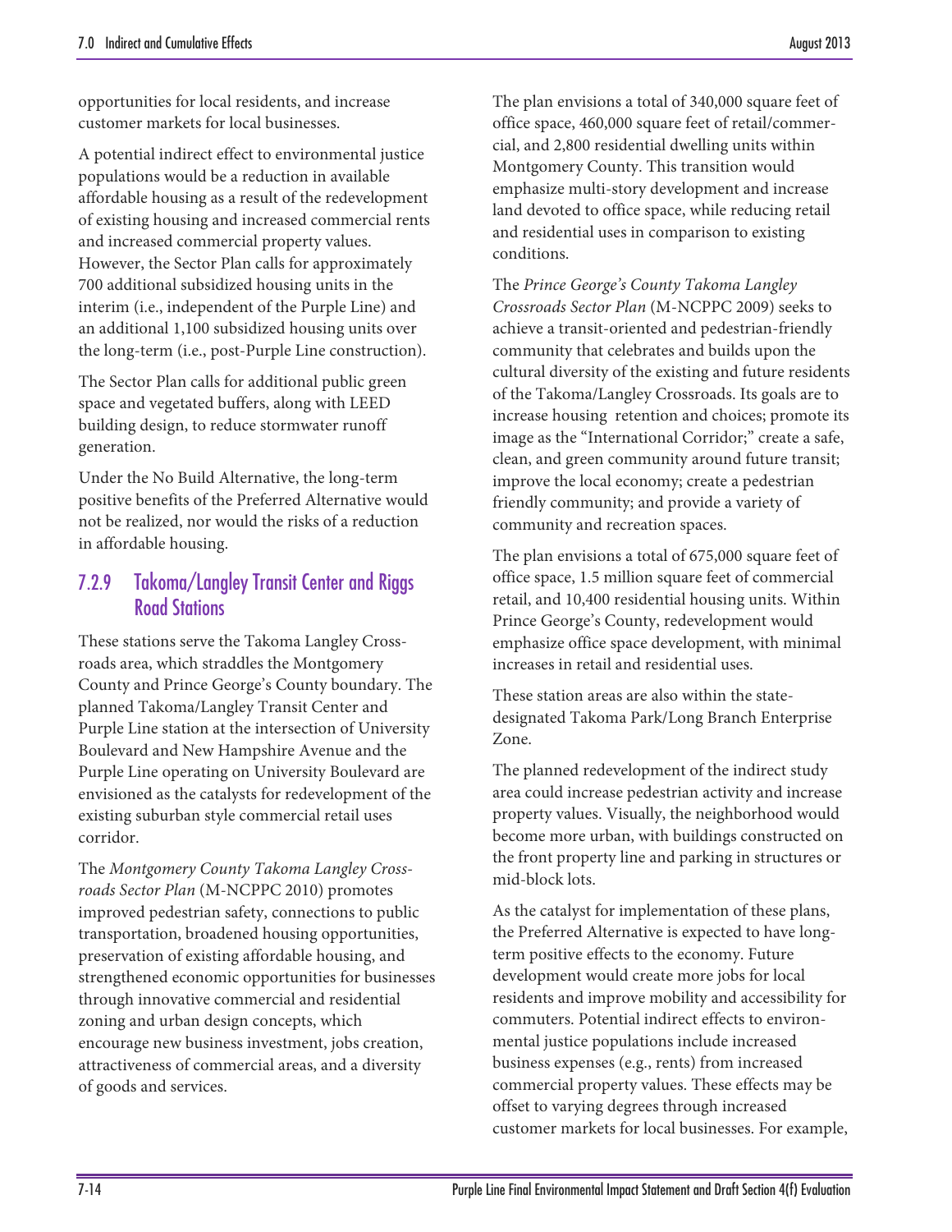opportunities for local residents, and increase customer markets for local businesses.

A potential indirect effect to environmental justice populations would be a reduction in available affordable housing as a result of the redevelopment of existing housing and increased commercial rents and increased commercial property values. However, the Sector Plan calls for approximately 700 additional subsidized housing units in the interim (i.e., independent of the Purple Line) and an additional 1,100 subsidized housing units over the long-term (i.e., post-Purple Line construction).

The Sector Plan calls for additional public green space and vegetated buffers, along with LEED building design, to reduce stormwater runoff generation.

Under the No Build Alternative, the long-term positive benefits of the Preferred Alternative would not be realized, nor would the risks of a reduction in affordable housing.

### 7.2.9 Takoma/Langley Transit Center and Riggs Road Stations

These stations serve the Takoma Langley Crossroads area, which straddles the Montgomery County and Prince George's County boundary. The planned Takoma/Langley Transit Center and Purple Line station at the intersection of University Boulevard and New Hampshire Avenue and the Purple Line operating on University Boulevard are envisioned as the catalysts for redevelopment of the existing suburban style commercial retail uses corridor.

The *Montgomery County Takoma Langley Crossroads Sector Plan* (M-NCPPC 2010) promotes improved pedestrian safety, connections to public transportation, broadened housing opportunities, preservation of existing affordable housing, and strengthened economic opportunities for businesses through innovative commercial and residential zoning and urban design concepts, which encourage new business investment, jobs creation, attractiveness of commercial areas, and a diversity of goods and services.

The plan envisions a total of 340,000 square feet of office space, 460,000 square feet of retail/commercial, and 2,800 residential dwelling units within Montgomery County. This transition would emphasize multi-story development and increase land devoted to office space, while reducing retail and residential uses in comparison to existing conditions.

The *Prince George's County Takoma Langley Crossroads Sector Plan* (M-NCPPC 2009) seeks to achieve a transit-oriented and pedestrian-friendly community that celebrates and builds upon the cultural diversity of the existing and future residents of the Takoma/Langley Crossroads. Its goals are to increase housing retention and choices; promote its image as the "International Corridor;" create a safe, clean, and green community around future transit; improve the local economy; create a pedestrian friendly community; and provide a variety of community and recreation spaces.

The plan envisions a total of 675,000 square feet of office space, 1.5 million square feet of commercial retail, and 10,400 residential housing units. Within Prince George's County, redevelopment would emphasize office space development, with minimal increases in retail and residential uses.

These station areas are also within the state-designated Takoma Park/Long Branch Enterprise Zone.

The planned redevelopment of the indirect study area could increase pedestrian activity and increase property values. Visually, the neighborhood would become more urban, with buildings constructed on the front property line and parking in structures or mid-block lots.

As the catalyst for implementation of these plans, the Preferred Alternative is expected to have long-term positive effects to the economy. Future development would create more jobs for local residents and improve mobility and accessibility for commuters. Potential indirect effects to environmental justice populations include increased business expenses (e.g., rents) from increased commercial property values. These effects may be offset to varying degrees through increased customer markets for local businesses. For example,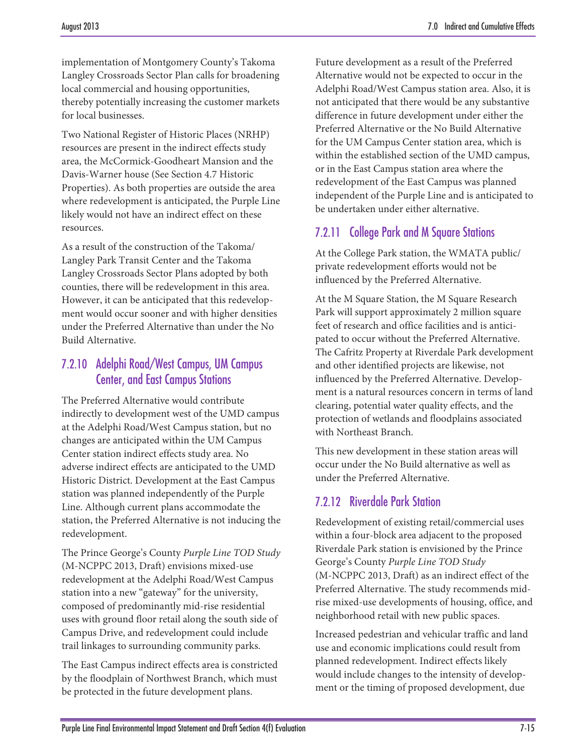implementation of Montgomery County's Takoma Langley Crossroads Sector Plan calls for broadening local commercial and housing opportunities, thereby potentially increasing the customer markets for local businesses.

Two National Register of Historic Places (NRHP) resources are present in the indirect effects study area, the McCormick-Goodheart Mansion and the Davis-Warner house (See Section 4.7 Historic Properties). As both properties are outside the area where redevelopment is anticipated, the Purple Line likely would not have an indirect effect on these resources.

As a result of the construction of the Takoma/ Langley Park Transit Center and the Takoma Langley Crossroads Sector Plans adopted by both counties, there will be redevelopment in this area. However, it can be anticipated that this redevelopment would occur sooner and with higher densities under the Preferred Alternative than under the No Build Alternative.

### 7.2.10 Adelphi Road/West Campus, UM Campus Center, and East Campus Stations

The Preferred Alternative would contribute indirectly to development west of the UMD campus at the Adelphi Road/West Campus station, but no changes are anticipated within the UM Campus Center station indirect effects study area. No adverse indirect effects are anticipated to the UMD Historic District. Development at the East Campus station was planned independently of the Purple Line. Although current plans accommodate the station, the Preferred Alternative is not inducing the redevelopment.

The Prince George's County *Purple Line TOD Study* (M-NCPPC 2013, Draft) envisions mixed-use redevelopment at the Adelphi Road/West Campus station into a new "gateway" for the university, composed of predominantly mid-rise residential uses with ground floor retail along the south side of Campus Drive, and redevelopment could include trail linkages to surrounding community parks.

The East Campus indirect effects area is constricted by the floodplain of Northwest Branch, which must be protected in the future development plans.

Future development as a result of the Preferred Alternative would not be expected to occur in the Adelphi Road/West Campus station area. Also, it is not anticipated that there would be any substantive difference in future development under either the Preferred Alternative or the No Build Alternative for the UM Campus Center station area, which is within the established section of the UMD campus, or in the East Campus station area where the redevelopment of the East Campus was planned independent of the Purple Line and is anticipated to be undertaken under either alternative.

### 7.2.11 College Park and M Square Stations

At the College Park station, the WMATA public/ private redevelopment efforts would not be influenced by the Preferred Alternative.

At the M Square Station, the M Square Research Park will support approximately 2 million square feet of research and office facilities and is anticipated to occur without the Preferred Alternative. The Cafritz Property at Riverdale Park development and other identified projects are likewise, not influenced by the Preferred Alternative. Development is a natural resources concern in terms of land clearing, potential water quality effects, and the protection of wetlands and floodplains associated with Northeast Branch.

This new development in these station areas will occur under the No Build alternative as well as under the Preferred Alternative.

### 7.2.12 Riverdale Park Station

Redevelopment of existing retail/commercial uses within a four-block area adjacent to the proposed Riverdale Park station is envisioned by the Prince George's County *Purple Line TOD Study* (M-NCPPC 2013, Draft) as an indirect effect of the Preferred Alternative. The study recommends mid-rise mixed-use developments of housing, office, and neighborhood retail with new public spaces.

Increased pedestrian and vehicular traffic and land use and economic implications could result from planned redevelopment. Indirect effects likely would include changes to the intensity of development or the timing of proposed development, due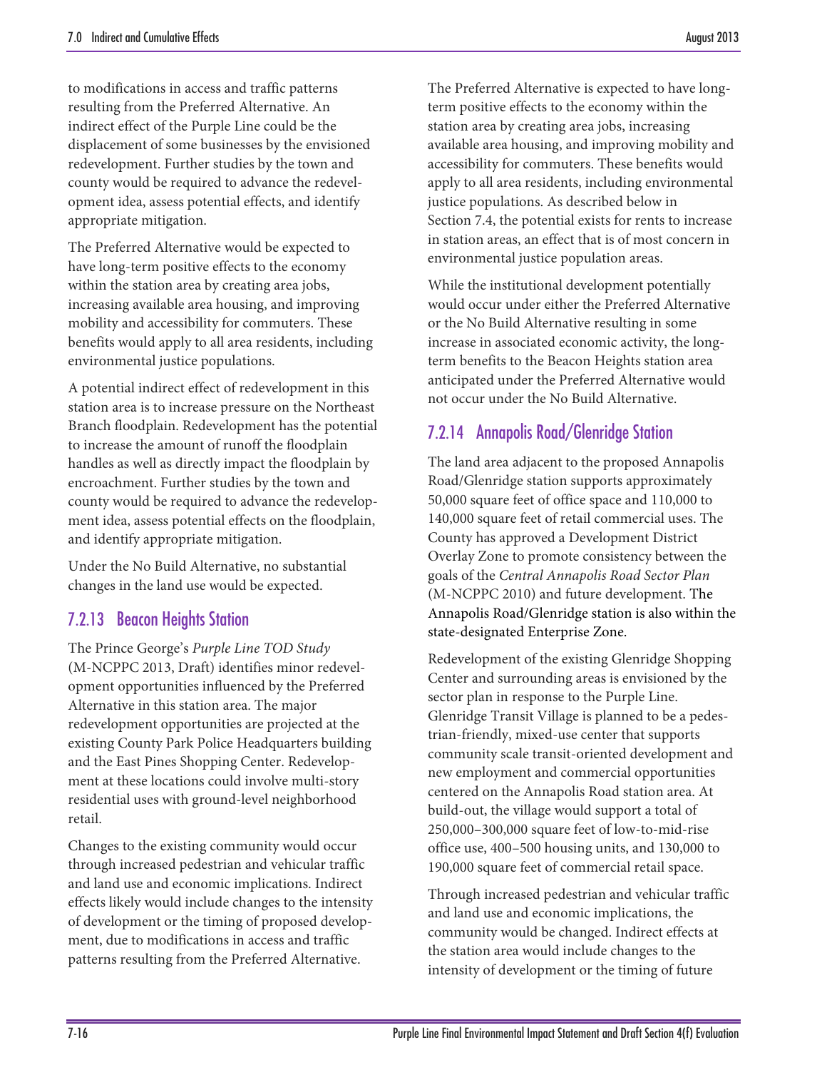to modifications in access and traffic patterns resulting from the Preferred Alternative. An indirect effect of the Purple Line could be the displacement of some businesses by the envisioned redevelopment. Further studies by the town and county would be required to advance the redevelopment idea, assess potential effects, and identify appropriate mitigation.

The Preferred Alternative would be expected to have long-term positive effects to the economy within the station area by creating area jobs, increasing available area housing, and improving mobility and accessibility for commuters. These benefits would apply to all area residents, including environmental justice populations.

A potential indirect effect of redevelopment in this station area is to increase pressure on the Northeast Branch floodplain. Redevelopment has the potential to increase the amount of runoff the floodplain handles as well as directly impact the floodplain by encroachment. Further studies by the town and county would be required to advance the redevelopment idea, assess potential effects on the floodplain, and identify appropriate mitigation.

Under the No Build Alternative, no substantial changes in the land use would be expected.

### 7.2.13 Beacon Heights Station

The Prince George's *Purple Line TOD Study* (M-NCPPC 2013, Draft) identifies minor redevelopment opportunities influenced by the Preferred Alternative in this station area. The major redevelopment opportunities are projected at the existing County Park Police Headquarters building and the East Pines Shopping Center. Redevelopment at these locations could involve multi-story residential uses with ground-level neighborhood retail.

Changes to the existing community would occur through increased pedestrian and vehicular traffic and land use and economic implications. Indirect effects likely would include changes to the intensity of development or the timing of proposed development, due to modifications in access and traffic patterns resulting from the Preferred Alternative.

The Preferred Alternative is expected to have long-term positive effects to the economy within the station area by creating area jobs, increasing available area housing, and improving mobility and accessibility for commuters. These benefits would apply to all area residents, including environmental justice populations. As described below in Section 7.4, the potential exists for rents to increase in station areas, an effect that is of most concern in environmental justice population areas.

While the institutional development potentially would occur under either the Preferred Alternative or the No Build Alternative resulting in some increase in associated economic activity, the long-term benefits to the Beacon Heights station area anticipated under the Preferred Alternative would not occur under the No Build Alternative.

### 7.2.14 Annapolis Road/Glenridge Station

The land area adjacent to the proposed Annapolis Road/Glenridge station supports approximately 50,000 square feet of office space and 110,000 to 140,000 square feet of retail commercial uses. The County has approved a Development District Overlay Zone to promote consistency between the goals of the *Central Annapolis Road Sector Plan* (M-NCPPC 2010) and future development. The Annapolis Road/Glenridge station is also within the state-designated Enterprise Zone.

Redevelopment of the existing Glenridge Shopping Center and surrounding areas is envisioned by the sector plan in response to the Purple Line. Glenridge Transit Village is planned to be a pedestrian-friendly, mixed-use center that supports community scale transit-oriented development and new employment and commercial opportunities centered on the Annapolis Road station area. At build-out, the village would support a total of 250,000–300,000 square feet of low-to-mid-rise office use, 400–500 housing units, and 130,000 to 190,000 square feet of commercial retail space.

Through increased pedestrian and vehicular traffic and land use and economic implications, the community would be changed. Indirect effects at the station area would include changes to the intensity of development or the timing of future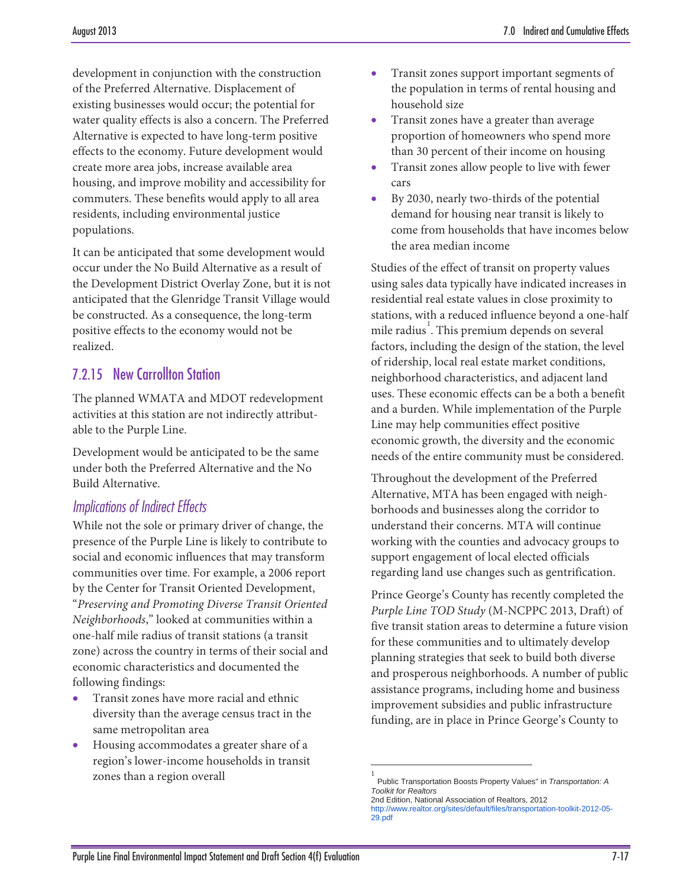development in conjunction with the construction of the Preferred Alternative. Displacement of existing businesses would occur; the potential for water quality effects is also a concern. The Preferred Alternative is expected to have long-term positive effects to the economy. Future development would create more area jobs, increase available area housing, and improve mobility and accessibility for commuters. These benefits would apply to all area residents, including environmental justice populations.

It can be anticipated that some development would occur under the No Build Alternative as a result of the Development District Overlay Zone, but it is not anticipated that the Glenridge Transit Village would be constructed. As a consequence, the long-term positive effects to the economy would not be realized.

### 7.2.15 New Carrollton Station

The planned WMATA and MDOT redevelopment activities at this station are not indirectly attributable to the Purple Line.

Development would be anticipated to be the same under both the Preferred Alternative and the No Build Alternative.

#### *Implications of Indirect Effects*

While not the sole or primary driver of change, the presence of the Purple Line is likely to contribute to social and economic influences that may transform communities over time. For example, a 2006 report by the Center for Transit Oriented Development, "*Preserving and Promoting Diverse Transit Oriented Neighborhoods*," looked at communities within a one-half mile radius of transit stations (a transit zone) across the country in terms of their social and economic characteristics and documented the following findings:

- Transit zones have more racial and ethnic diversity than the average census tract in the same metropolitan area
- Housing accommodates a greater share of a region's lower-income households in transit zones than a region overall
- Transit zones support important segments of the population in terms of rental housing and household size
- Transit zones have a greater than average proportion of homeowners who spend more than 30 percent of their income on housing
- Transit zones allow people to live with fewer cars
- By 2030, nearly two-thirds of the potential demand for housing near transit is likely to come from households that have incomes below the area median income

Studies of the effect of transit on property values using sales data typically have indicated increases in residential real estate values in close proximity to stations, with a reduced influence beyond a one-half mile radius[1]. This premium depends on several factors, including the design of the station, the level of ridership, local real estate market conditions, neighborhood characteristics, and adjacent land uses. These economic effects can be a both a benefit and a burden. While implementation of the Purple Line may help communities effect positive economic growth, the diversity and the economic needs of the entire community must be considered.

Throughout the development of the Preferred Alternative, MTA has been engaged with neighborhoods and businesses along the corridor to understand their concerns. MTA will continue working with the counties and advocacy groups to support engagement of local elected officials regarding land use changes such as gentrification.

Prince George's County has recently completed the *Purple Line TOD Study* (M-NCPPC 2013, Draft) of five transit station areas to determine a future vision for these communities and to ultimately develop planning strategies that seek to build both diverse and prosperous neighborhoods. A number of public assistance programs, including home and business improvement subsidies and public infrastructure funding, are in place in Prince George's County to

---

[1] Public Transportation Boosts Property Values" in *Transportation: A Toolkit for Realtors* 2nd Edition, National Association of Realtors, 2012 http://www.realtor.org/sites/default/files/transportation-toolkit-2012-05-29.pdf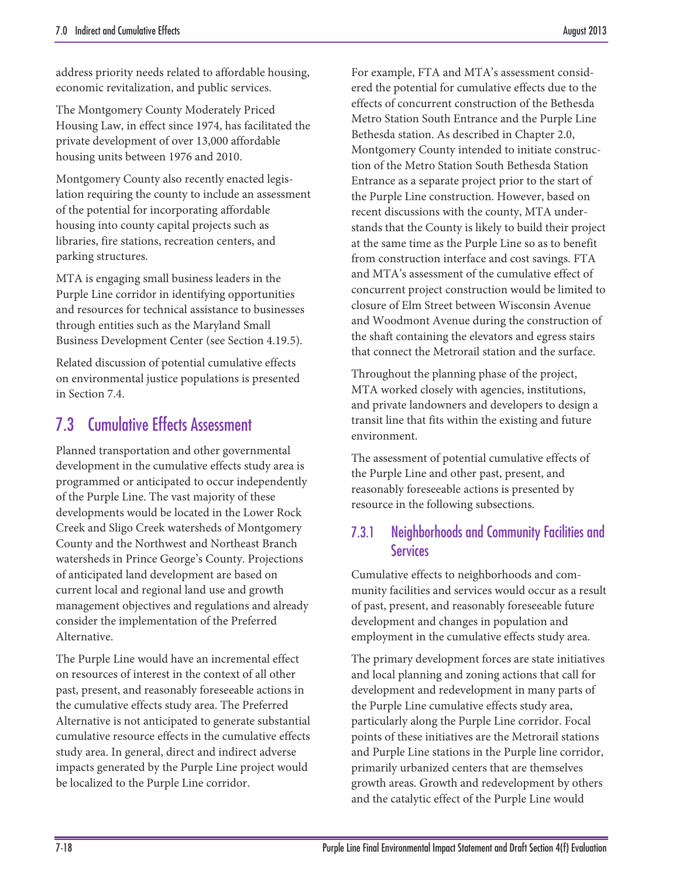address priority needs related to affordable housing, economic revitalization, and public services.

The Montgomery County Moderately Priced Housing Law, in effect since 1974, has facilitated the private development of over 13,000 affordable housing units between 1976 and 2010.

Montgomery County also recently enacted legislation requiring the county to include an assessment of the potential for incorporating affordable housing into county capital projects such as libraries, fire stations, recreation centers, and parking structures.

MTA is engaging small business leaders in the Purple Line corridor in identifying opportunities and resources for technical assistance to businesses through entities such as the Maryland Small Business Development Center (see Section 4.19.5).

Related discussion of potential cumulative effects on environmental justice populations is presented in Section 7.4.

## 7.3 Cumulative Effects Assessment

Planned transportation and other governmental development in the cumulative effects study area is programmed or anticipated to occur independently of the Purple Line. The vast majority of these developments would be located in the Lower Rock Creek and Sligo Creek watersheds of Montgomery County and the Northwest and Northeast Branch watersheds in Prince George's County. Projections of anticipated land development are based on current local and regional land use and growth management objectives and regulations and already consider the implementation of the Preferred Alternative.

The Purple Line would have an incremental effect on resources of interest in the context of all other past, present, and reasonably foreseeable actions in the cumulative effects study area. The Preferred Alternative is not anticipated to generate substantial cumulative resource effects in the cumulative effects study area. In general, direct and indirect adverse impacts generated by the Purple Line project would be localized to the Purple Line corridor.

For example, FTA and MTA's assessment considered the potential for cumulative effects due to the effects of concurrent construction of the Bethesda Metro Station South Entrance and the Purple Line Bethesda station. As described in Chapter 2.0, Montgomery County intended to initiate construction of the Metro Station South Bethesda Station Entrance as a separate project prior to the start of the Purple Line construction. However, based on recent discussions with the county, MTA understands that the County is likely to build their project at the same time as the Purple Line so as to benefit from construction interface and cost savings. FTA and MTA's assessment of the cumulative effect of concurrent project construction would be limited to closure of Elm Street between Wisconsin Avenue and Woodmont Avenue during the construction of the shaft containing the elevators and egress stairs that connect the Metrorail station and the surface.

Throughout the planning phase of the project, MTA worked closely with agencies, institutions, and private landowners and developers to design a transit line that fits within the existing and future environment.

The assessment of potential cumulative effects of the Purple Line and other past, present, and reasonably foreseeable actions is presented by resource in the following subsections.

### 7.3.1 Neighborhoods and Community Facilities and Services

Cumulative effects to neighborhoods and community facilities and services would occur as a result of past, present, and reasonably foreseeable future development and changes in population and employment in the cumulative effects study area.

The primary development forces are state initiatives and local planning and zoning actions that call for development and redevelopment in many parts of the Purple Line cumulative effects study area, particularly along the Purple Line corridor. Focal points of these initiatives are the Metrorail stations and Purple Line stations in the Purple line corridor, primarily urbanized centers that are themselves growth areas. Growth and redevelopment by others and the catalytic effect of the Purple Line would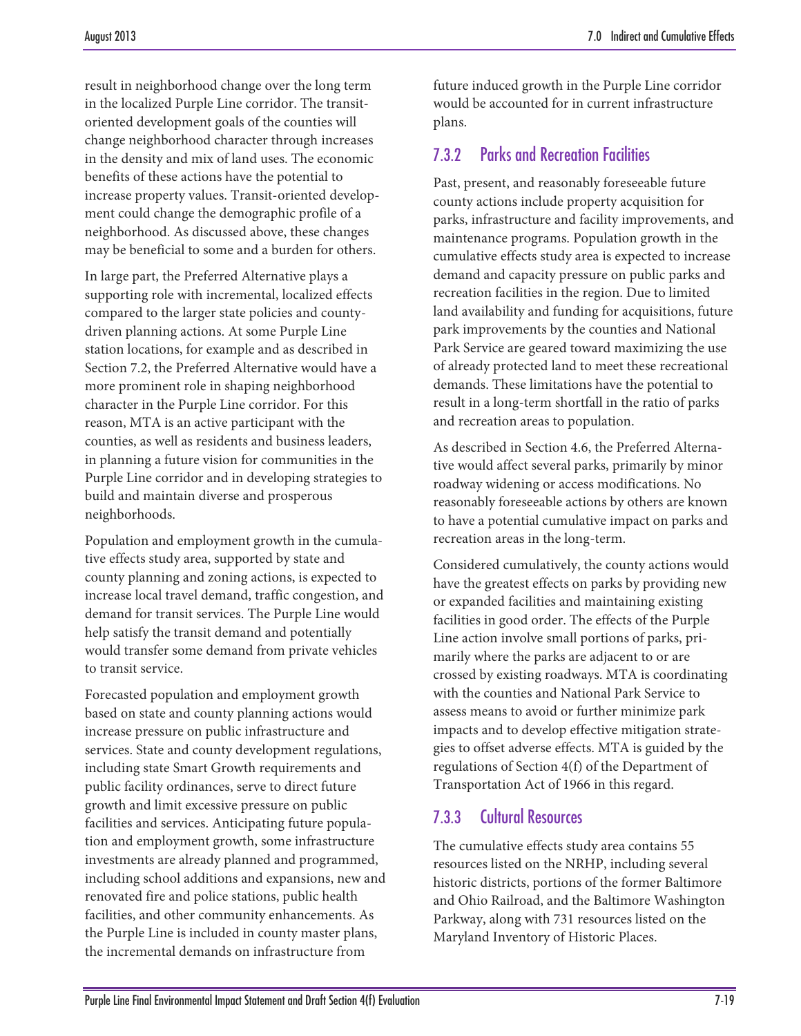result in neighborhood change over the long term in the localized Purple Line corridor. The transit-oriented development goals of the counties will change neighborhood character through increases in the density and mix of land uses. The economic benefits of these actions have the potential to increase property values. Transit-oriented development could change the demographic profile of a neighborhood. As discussed above, these changes may be beneficial to some and a burden for others.

In large part, the Preferred Alternative plays a supporting role with incremental, localized effects compared to the larger state policies and county-driven planning actions. At some Purple Line station locations, for example and as described in Section 7.2, the Preferred Alternative would have a more prominent role in shaping neighborhood character in the Purple Line corridor. For this reason, MTA is an active participant with the counties, as well as residents and business leaders, in planning a future vision for communities in the Purple Line corridor and in developing strategies to build and maintain diverse and prosperous neighborhoods.

Population and employment growth in the cumulative effects study area, supported by state and county planning and zoning actions, is expected to increase local travel demand, traffic congestion, and demand for transit services. The Purple Line would help satisfy the transit demand and potentially would transfer some demand from private vehicles to transit service.

Forecasted population and employment growth based on state and county planning actions would increase pressure on public infrastructure and services. State and county development regulations, including state Smart Growth requirements and public facility ordinances, serve to direct future growth and limit excessive pressure on public facilities and services. Anticipating future population and employment growth, some infrastructure investments are already planned and programmed, including school additions and expansions, new and renovated fire and police stations, public health facilities, and other community enhancements. As the Purple Line is included in county master plans, the incremental demands on infrastructure from future induced growth in the Purple Line corridor would be accounted for in current infrastructure plans.

## 7.3.2 Parks and Recreation Facilities

Past, present, and reasonably foreseeable future county actions include property acquisition for parks, infrastructure and facility improvements, and maintenance programs. Population growth in the cumulative effects study area is expected to increase demand and capacity pressure on public parks and recreation facilities in the region. Due to limited land availability and funding for acquisitions, future park improvements by the counties and National Park Service are geared toward maximizing the use of already protected land to meet these recreational demands. These limitations have the potential to result in a long-term shortfall in the ratio of parks and recreation areas to population.

As described in Section 4.6, the Preferred Alternative would affect several parks, primarily by minor roadway widening or access modifications. No reasonably foreseeable actions by others are known to have a potential cumulative impact on parks and recreation areas in the long-term.

Considered cumulatively, the county actions would have the greatest effects on parks by providing new or expanded facilities and maintaining existing facilities in good order. The effects of the Purple Line action involve small portions of parks, primarily where the parks are adjacent to or are crossed by existing roadways. MTA is coordinating with the counties and National Park Service to assess means to avoid or further minimize park impacts and to develop effective mitigation strategies to offset adverse effects. MTA is guided by the regulations of Section 4(f) of the Department of Transportation Act of 1966 in this regard.

## 7.3.3 Cultural Resources

The cumulative effects study area contains 55 resources listed on the NRHP, including several historic districts, portions of the former Baltimore and Ohio Railroad, and the Baltimore Washington Parkway, along with 731 resources listed on the Maryland Inventory of Historic Places.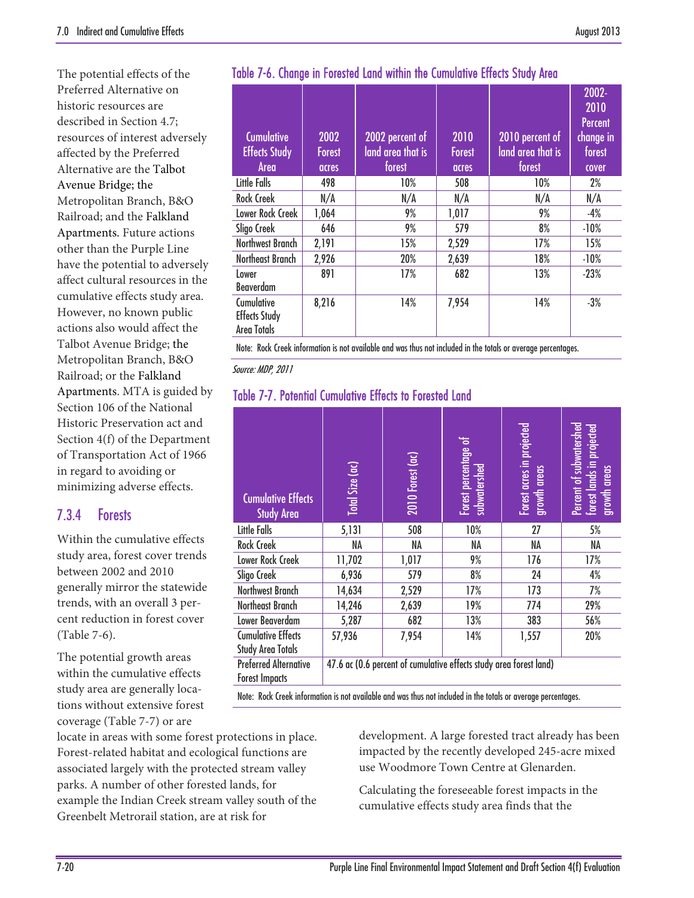The potential effects of the Preferred Alternative on historic resources are described in Section 4.7; resources of interest adversely affected by the Preferred Alternative are the Talbot Avenue Bridge; the Metropolitan Branch, B&O Railroad; and the Falkland Apartments. Future actions other than the Purple Line have the potential to adversely affect cultural resources in the cumulative effects study area. However, no known public actions also would affect the Talbot Avenue Bridge; the Metropolitan Branch, B&O Railroad; or the Falkland Apartments. MTA is guided by Section 106 of the National Historic Preservation act and Section 4(f) of the Department of Transportation Act of 1966 in regard to avoiding or minimizing adverse effects.

### 7.3.4 Forests

Within the cumulative effects study area, forest cover trends between 2002 and 2010 generally mirror the statewide trends, with an overall 3 percent reduction in forest cover (Table 7-6).

The potential growth areas within the cumulative effects study area are generally locations without extensive forest coverage (Table 7-7) or are locate in areas with some forest protections in place. Forest-related habitat and ecological functions are associated largely with the protected stream valley parks. A number of other forested lands, for example the Indian Creek stream valley south of the Greenbelt Metrorail station, are at risk for development. A large forested tract already has been impacted by the recently developed 245-acre mixed use Woodmore Town Centre at Glenarden.

Calculating the foreseeable forest impacts in the cumulative effects study area finds that the

**Table 7-6. Change in Forested Land within the Cumulative Effects Study Area**

| Cumulative Effects Study Area | 2002 Forest acres | 2002 percent of land area that is forest | 2010 Forest acres | 2010 percent of land area that is forest | 2002-2010 Percent change in forest cover |
|---|---|---|---|---|---|
| Little Falls | 498 | 10% | 508 | 10% | 2% |
| Rock Creek | N/A | N/A | N/A | N/A | N/A |
| Lower Rock Creek | 1,064 | 9% | 1,017 | 9% | -4% |
| Sligo Creek | 646 | 9% | 579 | 8% | -10% |
| Northwest Branch | 2,191 | 15% | 2,529 | 17% | 15% |
| Northeast Branch | 2,926 | 20% | 2,639 | 18% | -10% |
| Lower Beaverdam | 891 | 17% | 682 | 13% | -23% |
| Cumulative Effects Study Area Totals | 8,216 | 14% | 7,954 | 14% | -3% |

Note: Rock Creek information is not available and was thus not included in the totals or average percentages.

*Source: MDP, 2011*

**Table 7-7. Potential Cumulative Effects to Forested Land**

| Cumulative Effects Study Area | Total Size (ac) | 2010 Forest (ac) | Forest percentage of subwatershed | Forest acres in projected growth areas | Percent of subwatershed forest lands in projected growth areas |
|---|---|---|---|---|---|
| Little Falls | 5,131 | 508 | 10% | 27 | 5% |
| Rock Creek | NA | NA | NA | NA | NA |
| Lower Rock Creek | 11,702 | 1,017 | 9% | 176 | 17% |
| Sligo Creek | 6,936 | 579 | 8% | 24 | 4% |
| Northwest Branch | 14,634 | 2,529 | 17% | 173 | 7% |
| Northeast Branch | 14,246 | 2,639 | 19% | 774 | 29% |
| Lower Beaverdam | 5,287 | 682 | 13% | 383 | 56% |
| Cumulative Effects Study Area Totals | 57,936 | 7,954 | 14% | 1,557 | 20% |
| Preferred Alternative Forest Impacts | 47.6 ac (0.6 percent of cumulative effects study area forest land) | | | | |

Note: Rock Creek information is not available and was thus not included in the totals or average percentages.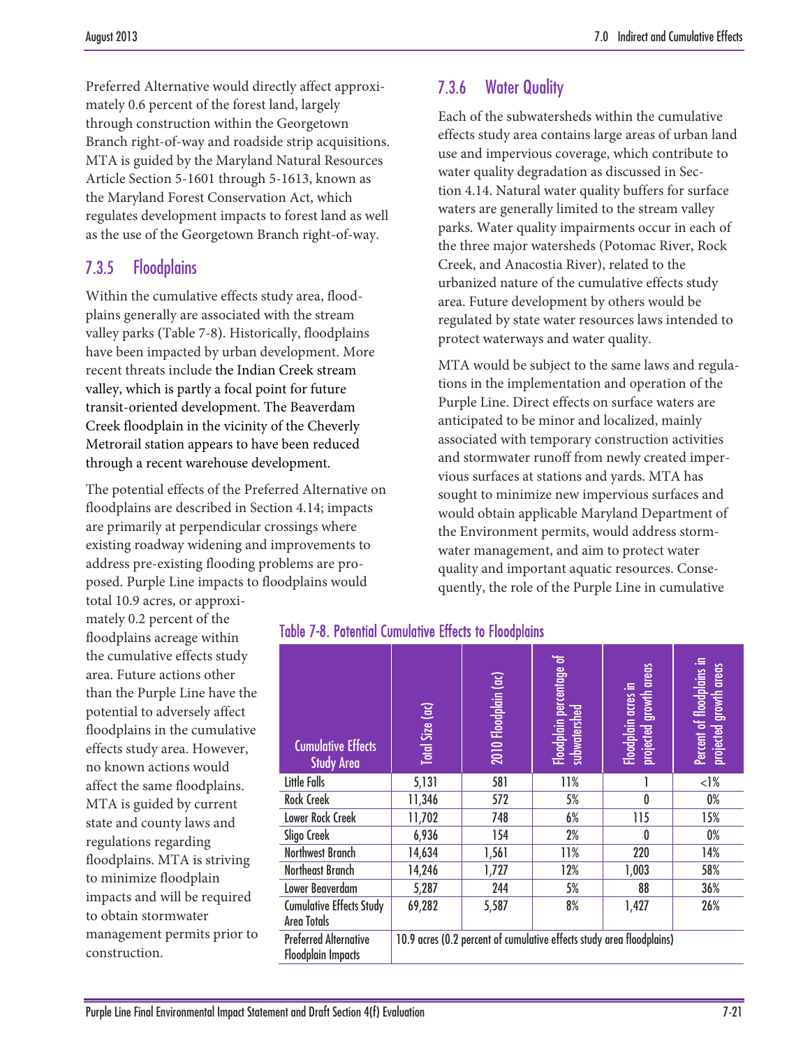Preferred Alternative would directly affect approximately 0.6 percent of the forest land, largely through construction within the Georgetown Branch right-of-way and roadside strip acquisitions. MTA is guided by the Maryland Natural Resources Article Section 5-1601 through 5-1613, known as the Maryland Forest Conservation Act, which regulates development impacts to forest land as well as the use of the Georgetown Branch right-of-way.

### 7.3.5 Floodplains

Within the cumulative effects study area, floodplains generally are associated with the stream valley parks (Table 7-8). Historically, floodplains have been impacted by urban development. More recent threats include the Indian Creek stream valley, which is partly a focal point for future transit-oriented development. The Beaverdam Creek floodplain in the vicinity of the Cheverly Metrorail station appears to have been reduced through a recent warehouse development.

The potential effects of the Preferred Alternative on floodplains are described in Section 4.14; impacts are primarily at perpendicular crossings where existing roadway widening and improvements to address pre-existing flooding problems are proposed. Purple Line impacts to floodplains would total 10.9 acres, or approximately 0.2 percent of the floodplains acreage within the cumulative effects study area. Future actions other than the Purple Line have the potential to adversely affect floodplains in the cumulative effects study area. However, no known actions would affect the same floodplains. MTA is guided by current state and county laws and regulations regarding floodplains. MTA is striving to minimize floodplain impacts and will be required to obtain stormwater management permits prior to construction.

**Table 7-8. Potential Cumulative Effects to Floodplains**

| Cumulative Effects Study Area | Total Size (ac) | 2010 Floodplain (ac) | Floodplain percentage of subwatershed | Floodplain acres in projected growth areas | Percent of floodplains in projected growth areas |
|---|---|---|---|---|---|
| Little Falls | 5,131 | 581 | 11% | 1 | <1% |
| Rock Creek | 11,346 | 572 | 5% | 0 | 0% |
| Lower Rock Creek | 11,702 | 748 | 6% | 115 | 15% |
| Sligo Creek | 6,936 | 154 | 2% | 0 | 0% |
| Northwest Branch | 14,634 | 1,561 | 11% | 220 | 14% |
| Northeast Branch | 14,246 | 1,727 | 12% | 1,003 | 58% |
| Lower Beaverdam | 5,287 | 244 | 5% | 88 | 36% |
| Cumulative Effects Study Area Totals | 69,282 | 5,587 | 8% | 1,427 | 26% |
| Preferred Alternative Floodplain Impacts | 10.9 acres (0.2 percent of cumulative effects study area floodplains) | | | | |

### 7.3.6 Water Quality

Each of the subwatersheds within the cumulative effects study area contains large areas of urban land use and impervious coverage, which contribute to water quality degradation as discussed in Section 4.14. Natural water quality buffers for surface waters are generally limited to the stream valley parks. Water quality impairments occur in each of the three major watersheds (Potomac River, Rock Creek, and Anacostia River), related to the urbanized nature of the cumulative effects study area. Future development by others would be regulated by state water resources laws intended to protect waterways and water quality.

MTA would be subject to the same laws and regulations in the implementation and operation of the Purple Line. Direct effects on surface waters are anticipated to be minor and localized, mainly associated with temporary construction activities and stormwater runoff from newly created impervious surfaces at stations and yards. MTA has sought to minimize new impervious surfaces and would obtain applicable Maryland Department of the Environment permits, would address stormwater management, and aim to protect water quality and important aquatic resources. Consequently, the role of the Purple Line in cumulative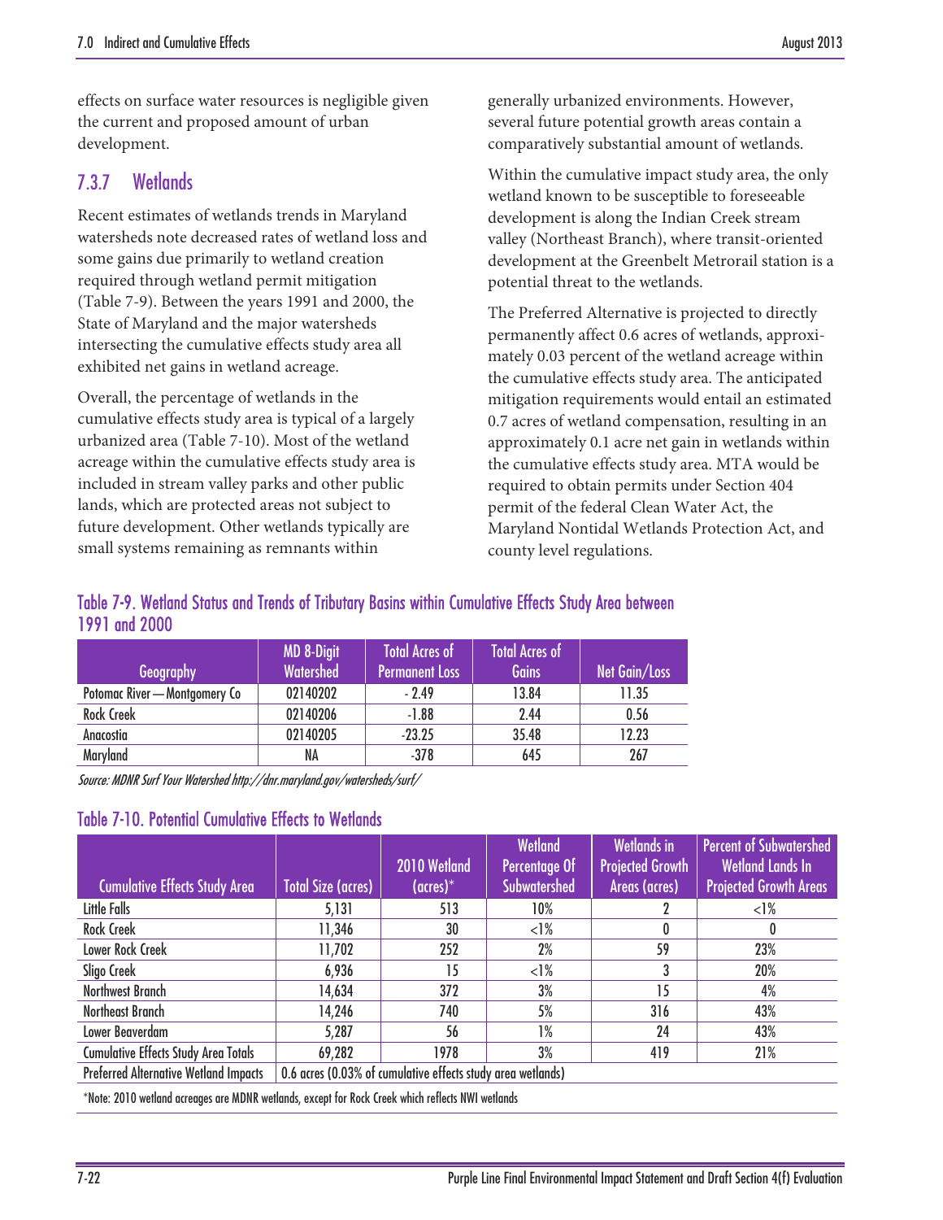effects on surface water resources is negligible given the current and proposed amount of urban development.

### 7.3.7 Wetlands

Recent estimates of wetlands trends in Maryland watersheds note decreased rates of wetland loss and some gains due primarily to wetland creation required through wetland permit mitigation (Table 7-9). Between the years 1991 and 2000, the State of Maryland and the major watersheds intersecting the cumulative effects study area all exhibited net gains in wetland acreage.

Overall, the percentage of wetlands in the cumulative effects study area is typical of a largely urbanized area (Table 7-10). Most of the wetland acreage within the cumulative effects study area is included in stream valley parks and other public lands, which are protected areas not subject to future development. Other wetlands typically are small systems remaining as remnants within generally urbanized environments. However, several future potential growth areas contain a comparatively substantial amount of wetlands.

Within the cumulative impact study area, the only wetland known to be susceptible to foreseeable development is along the Indian Creek stream valley (Northeast Branch), where transit-oriented development at the Greenbelt Metrorail station is a potential threat to the wetlands.

The Preferred Alternative is projected to directly permanently affect 0.6 acres of wetlands, approximately 0.03 percent of the wetland acreage within the cumulative effects study area. The anticipated mitigation requirements would entail an estimated 0.7 acres of wetland compensation, resulting in an approximately 0.1 acre net gain in wetlands within the cumulative effects study area. MTA would be required to obtain permits under Section 404 permit of the federal Clean Water Act, the Maryland Nontidal Wetlands Protection Act, and county level regulations.

**Table 7-9. Wetland Status and Trends of Tributary Basins within Cumulative Effects Study Area between 1991 and 2000**

| Geography | MD 8-Digit Watershed | Total Acres of Permanent Loss | Total Acres of Gains | Net Gain/Loss |
|---|---|---|---|---|
| Potomac River—Montgomery Co | 02140202 | - 2.49 | 13.84 | 11.35 |
| Rock Creek | 02140206 | -1.88 | 2.44 | 0.56 |
| Anacostia | 02140205 | -23.25 | 35.48 | 12.23 |
| Maryland | NA | -378 | 645 | 267 |

*Source: MDNR Surf Your Watershed http://dnr.maryland.gov/watersheds/surf/*

**Table 7-10. Potential Cumulative Effects to Wetlands**

| Cumulative Effects Study Area | Total Size (acres) | 2010 Wetland (acres)* | Wetland Percentage Of Subwatershed | Wetlands in Projected Growth Areas (acres) | Percent of Subwatershed Wetland Lands In Projected Growth Areas |
|---|---|---|---|---|---|
| Little Falls | 5,131 | 513 | 10% | 2 | <1% |
| Rock Creek | 11,346 | 30 | <1% | 0 | 0 |
| Lower Rock Creek | 11,702 | 252 | 2% | 59 | 23% |
| Sligo Creek | 6,936 | 15 | <1% | 3 | 20% |
| Northwest Branch | 14,634 | 372 | 3% | 15 | 4% |
| Northeast Branch | 14,246 | 740 | 5% | 316 | 43% |
| Lower Beaverdam | 5,287 | 56 | 1% | 24 | 43% |
| Cumulative Effects Study Area Totals | 69,282 | 1978 | 3% | 419 | 21% |
| Preferred Alternative Wetland Impacts | 0.6 acres (0.03% of cumulative effects study area wetlands) | | | | |

*Note: 2010 wetland acreages are MDNR wetlands, except for Rock Creek which reflects NWI wetlands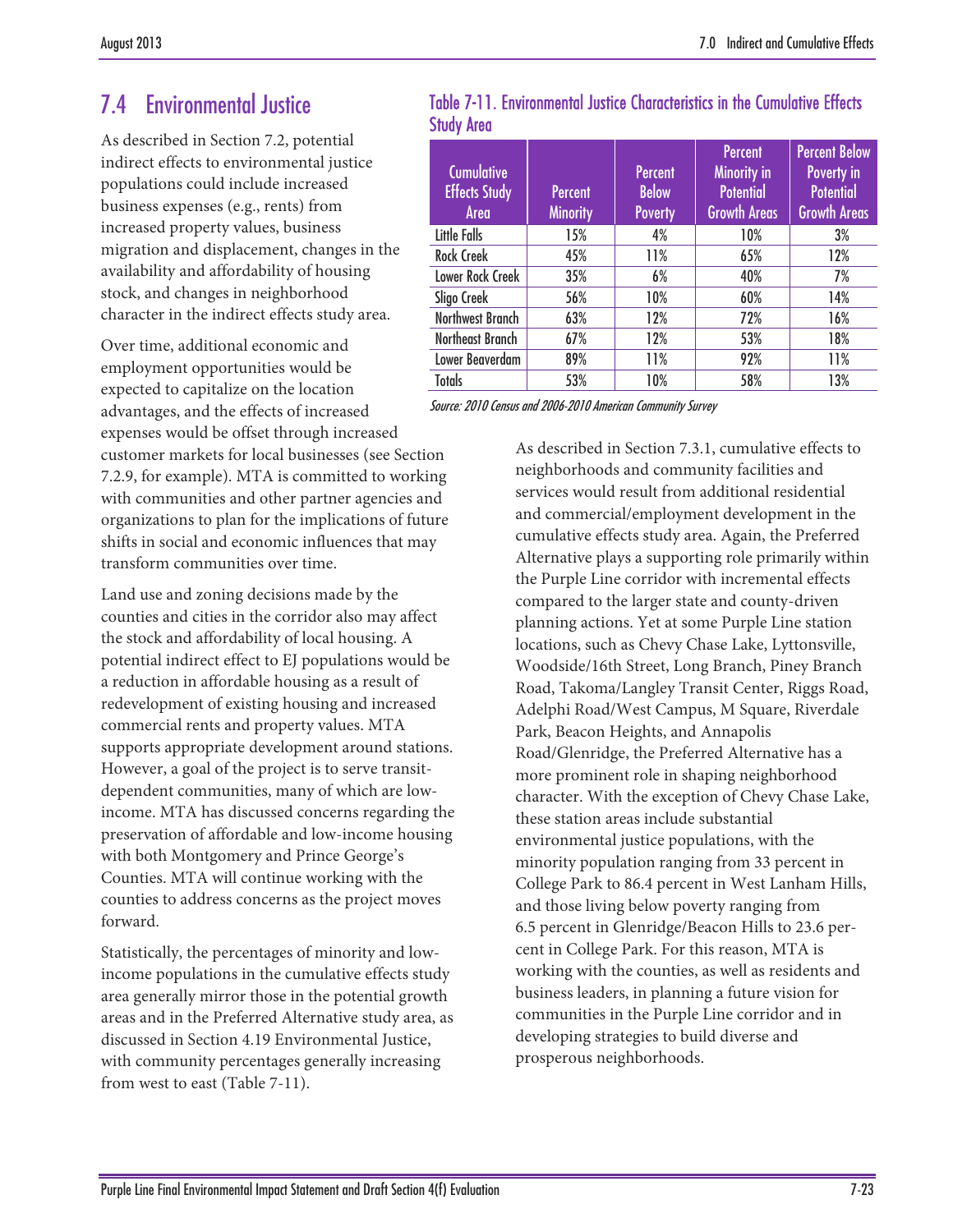## 7.4 Environmental Justice

As described in Section 7.2, potential indirect effects to environmental justice populations could include increased business expenses (e.g., rents) from increased property values, business migration and displacement, changes in the availability and affordability of housing stock, and changes in neighborhood character in the indirect effects study area.

Over time, additional economic and employment opportunities would be expected to capitalize on the location advantages, and the effects of increased expenses would be offset through increased customer markets for local businesses (see Section 7.2.9, for example). MTA is committed to working with communities and other partner agencies and organizations to plan for the implications of future shifts in social and economic influences that may transform communities over time.

Land use and zoning decisions made by the counties and cities in the corridor also may affect the stock and affordability of local housing. A potential indirect effect to EJ populations would be a reduction in affordable housing as a result of redevelopment of existing housing and increased commercial rents and property values. MTA supports appropriate development around stations. However, a goal of the project is to serve transit-dependent communities, many of which are low-income. MTA has discussed concerns regarding the preservation of affordable and low-income housing with both Montgomery and Prince George's Counties. MTA will continue working with the counties to address concerns as the project moves forward.

Statistically, the percentages of minority and low-income populations in the cumulative effects study area generally mirror those in the potential growth areas and in the Preferred Alternative study area, as discussed in Section 4.19 Environmental Justice, with community percentages generally increasing from west to east (Table 7-11).

### Table 7-11. Environmental Justice Characteristics in the Cumulative Effects Study Area

| Cumulative Effects Study Area | Percent Minority | Percent Below Poverty | Percent Minority in Potential Growth Areas | Percent Below Poverty in Potential Growth Areas |
|---|---|---|---|---|
| Little Falls | 15% | 4% | 10% | 3% |
| Rock Creek | 45% | 11% | 65% | 12% |
| Lower Rock Creek | 35% | 6% | 40% | 7% |
| Sligo Creek | 56% | 10% | 60% | 14% |
| Northwest Branch | 63% | 12% | 72% | 16% |
| Northeast Branch | 67% | 12% | 53% | 18% |
| Lower Beaverdam | 89% | 11% | 92% | 11% |
| Totals | 53% | 10% | 58% | 13% |

*Source: 2010 Census and 2006-2010 American Community Survey*

As described in Section 7.3.1, cumulative effects to neighborhoods and community facilities and services would result from additional residential and commercial/employment development in the cumulative effects study area. Again, the Preferred Alternative plays a supporting role primarily within the Purple Line corridor with incremental effects compared to the larger state and county-driven planning actions. Yet at some Purple Line station locations, such as Chevy Chase Lake, Lyttonsville, Woodside/16th Street, Long Branch, Piney Branch Road, Takoma/Langley Transit Center, Riggs Road, Adelphi Road/West Campus, M Square, Riverdale Park, Beacon Heights, and Annapolis Road/Glenridge, the Preferred Alternative has a more prominent role in shaping neighborhood character. With the exception of Chevy Chase Lake, these station areas include substantial environmental justice populations, with the minority population ranging from 33 percent in College Park to 86.4 percent in West Lanham Hills, and those living below poverty ranging from 6.5 percent in Glenridge/Beacon Hills to 23.6 percent in College Park. For this reason, MTA is working with the counties, as well as residents and business leaders, in planning a future vision for communities in the Purple Line corridor and in developing strategies to build diverse and prosperous neighborhoods.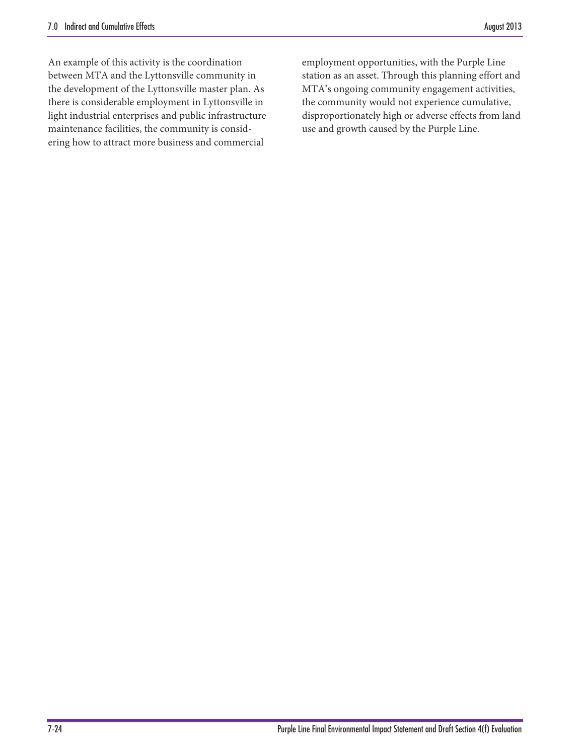An example of this activity is the coordination between MTA and the Lyttonsville community in the development of the Lyttonsville master plan. As there is considerable employment in Lyttonsville in light industrial enterprises and public infrastructure maintenance facilities, the community is considering how to attract more business and commercial employment opportunities, with the Purple Line station as an asset. Through this planning effort and MTA's ongoing community engagement activities, the community would not experience cumulative, disproportionately high or adverse effects from land use and growth caused by the Purple Line.